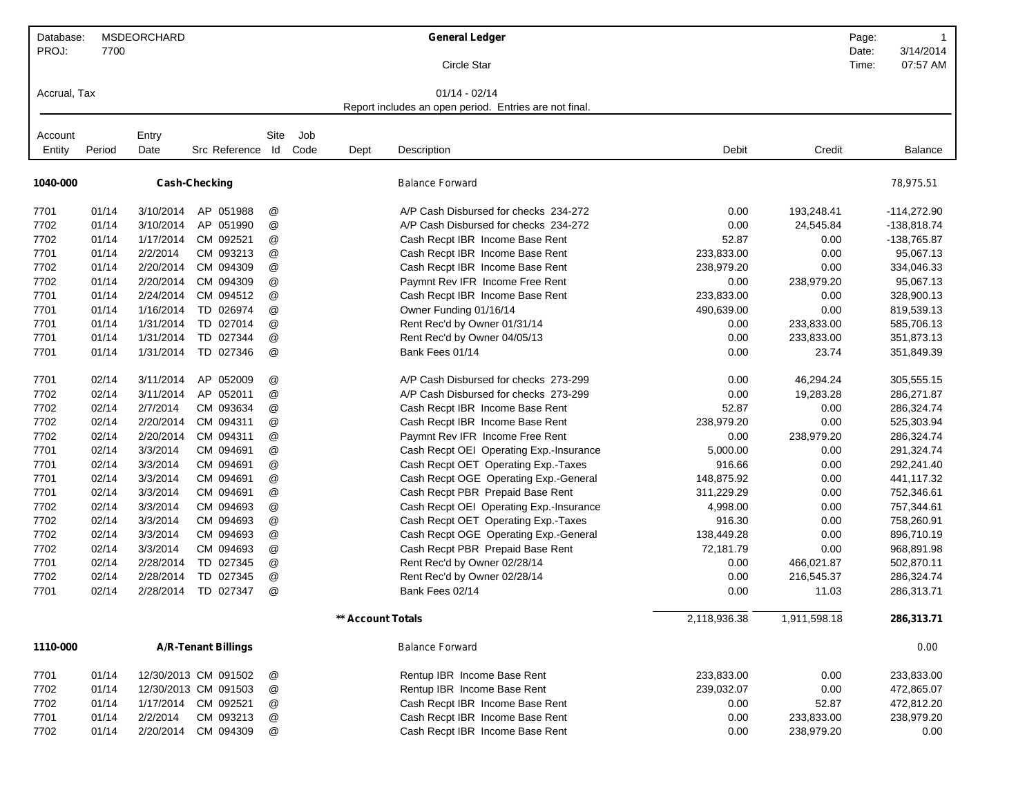Database: MSDEORCHARD
PROJ: 7700

# General Ledger

Circle Star

Accrual, Tax

01/14 - 02/14

Report includes an open period. Entries are not final.

| Account Entity | Period | Entry Date | Src | Reference | Site Id | Job Code | Dept | Description | Debit | Credit | Balance |
|---|---|---|---|---|---|---|---|---|---|---|---|
| **1040-000** | | **Cash-Checking** | | | | | | Balance Forward | | | 78,975.51 |
| 7701 | 01/14 | 3/10/2014 | AP | 051988 | @ | | | A/P Cash Disbursed for checks 234-272 | 0.00 | 193,248.41 | -114,272.90 |
| 7702 | 01/14 | 3/10/2014 | AP | 051990 | @ | | | A/P Cash Disbursed for checks 234-272 | 0.00 | 24,545.84 | -138,818.74 |
| 7702 | 01/14 | 1/17/2014 | CM | 092521 | @ | | | Cash Recpt IBR Income Base Rent | 52.87 | 0.00 | -138,765.87 |
| 7701 | 01/14 | 2/2/2014 | CM | 093213 | @ | | | Cash Recpt IBR Income Base Rent | 233,833.00 | 0.00 | 95,067.13 |
| 7702 | 01/14 | 2/20/2014 | CM | 094309 | @ | | | Cash Recpt IBR Income Base Rent | 238,979.20 | 0.00 | 334,046.33 |
| 7702 | 01/14 | 2/20/2014 | CM | 094309 | @ | | | Paymnt Rev IFR Income Free Rent | 0.00 | 238,979.20 | 95,067.13 |
| 7701 | 01/14 | 2/24/2014 | CM | 094512 | @ | | | Cash Recpt IBR Income Base Rent | 233,833.00 | 0.00 | 328,900.13 |
| 7701 | 01/14 | 1/16/2014 | TD | 026974 | @ | | | Owner Funding 01/16/14 | 490,639.00 | 0.00 | 819,539.13 |
| 7701 | 01/14 | 1/31/2014 | TD | 027014 | @ | | | Rent Rec'd by Owner 01/31/14 | 0.00 | 233,833.00 | 585,706.13 |
| 7701 | 01/14 | 1/31/2014 | TD | 027344 | @ | | | Rent Rec'd by Owner 04/05/13 | 0.00 | 233,833.00 | 351,873.13 |
| 7701 | 01/14 | 1/31/2014 | TD | 027346 | @ | | | Bank Fees 01/14 | 0.00 | 23.74 | 351,849.39 |
| 7701 | 02/14 | 3/11/2014 | AP | 052009 | @ | | | A/P Cash Disbursed for checks 273-299 | 0.00 | 46,294.24 | 305,555.15 |
| 7702 | 02/14 | 3/11/2014 | AP | 052011 | @ | | | A/P Cash Disbursed for checks 273-299 | 0.00 | 19,283.28 | 286,271.87 |
| 7702 | 02/14 | 2/7/2014 | CM | 093634 | @ | | | Cash Recpt IBR Income Base Rent | 52.87 | 0.00 | 286,324.74 |
| 7702 | 02/14 | 2/20/2014 | CM | 094311 | @ | | | Cash Recpt IBR Income Base Rent | 238,979.20 | 0.00 | 525,303.94 |
| 7702 | 02/14 | 2/20/2014 | CM | 094311 | @ | | | Paymnt Rev IFR Income Free Rent | 0.00 | 238,979.20 | 286,324.74 |
| 7701 | 02/14 | 3/3/2014 | CM | 094691 | @ | | | Cash Recpt OEI Operating Exp.-Insurance | 5,000.00 | 0.00 | 291,324.74 |
| 7701 | 02/14 | 3/3/2014 | CM | 094691 | @ | | | Cash Recpt OET Operating Exp.-Taxes | 916.66 | 0.00 | 292,241.40 |
| 7701 | 02/14 | 3/3/2014 | CM | 094691 | @ | | | Cash Recpt OGE Operating Exp.-General | 148,875.92 | 0.00 | 441,117.32 |
| 7701 | 02/14 | 3/3/2014 | CM | 094691 | @ | | | Cash Recpt PBR Prepaid Base Rent | 311,229.29 | 0.00 | 752,346.61 |
| 7702 | 02/14 | 3/3/2014 | CM | 094693 | @ | | | Cash Recpt OEI Operating Exp.-Insurance | 4,998.00 | 0.00 | 757,344.61 |
| 7702 | 02/14 | 3/3/2014 | CM | 094693 | @ | | | Cash Recpt OET Operating Exp.-Taxes | 916.30 | 0.00 | 758,260.91 |
| 7702 | 02/14 | 3/3/2014 | CM | 094693 | @ | | | Cash Recpt OGE Operating Exp.-General | 138,449.28 | 0.00 | 896,710.19 |
| 7702 | 02/14 | 3/3/2014 | CM | 094693 | @ | | | Cash Recpt PBR Prepaid Base Rent | 72,181.79 | 0.00 | 968,891.98 |
| 7701 | 02/14 | 2/28/2014 | TD | 027345 | @ | | | Rent Rec'd by Owner 02/28/14 | 0.00 | 466,021.87 | 502,870.11 |
| 7702 | 02/14 | 2/28/2014 | TD | 027345 | @ | | | Rent Rec'd by Owner 02/28/14 | 0.00 | 216,545.37 | 286,324.74 |
| 7701 | 02/14 | 2/28/2014 | TD | 027347 | @ | | | Bank Fees 02/14 | 0.00 | 11.03 | 286,313.71 |
| | | | | | | | **\*\* Account Totals** | | 2,118,936.38 | 1,911,598.18 | **286,313.71** |
| **1110-000** | | **A/R-Tenant Billings** | | | | | | Balance Forward | | | 0.00 |
| 7701 | 01/14 | 12/30/2013 | CM | 091502 | @ | | | Rentup IBR Income Base Rent | 233,833.00 | 0.00 | 233,833.00 |
| 7702 | 01/14 | 12/30/2013 | CM | 091503 | @ | | | Rentup IBR Income Base Rent | 239,032.07 | 0.00 | 472,865.07 |
| 7702 | 01/14 | 1/17/2014 | CM | 092521 | @ | | | Cash Recpt IBR Income Base Rent | 0.00 | 52.87 | 472,812.20 |
| 7701 | 01/14 | 2/2/2014 | CM | 093213 | @ | | | Cash Recpt IBR Income Base Rent | 0.00 | 233,833.00 | 238,979.20 |
| 7702 | 01/14 | 2/20/2014 | CM | 094309 | @ | | | Cash Recpt IBR Income Base Rent | 0.00 | 238,979.20 | 0.00 |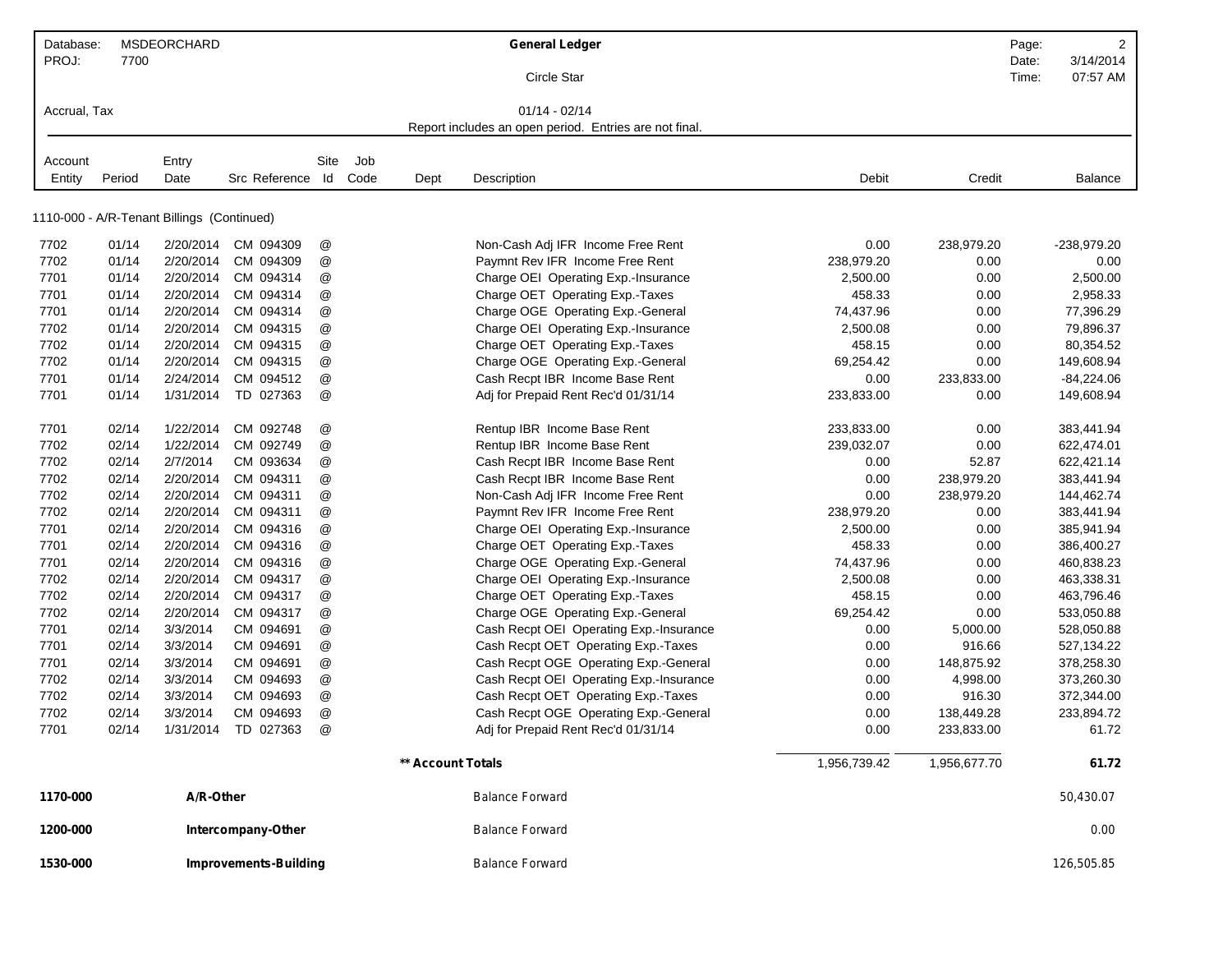| Database: | MSDEORCHARD | General Ledger | Page: | 2 |
|---|---|---|---|---|
| PROJ: | 7700 | Circle Star | Date: | 3/14/2014 |
| | | | Time: | 07:57 AM |
| Accrual, Tax | | 01/14 - 02/14 | | |
| | | Report includes an open period. Entries are not final. | | |

| Account Entity | Period | Entry Date | Src Reference | Site Id | Job Code | Dept | Description | Debit | Credit | Balance |
|---|---|---|---|---|---|---|---|---|---|---|
| **1110-000 - A/R-Tenant Billings (Continued)** | | | | | | | | | | |
| 7702 | 01/14 | 2/20/2014 | CM 094309 | @ | | | Non-Cash Adj IFR Income Free Rent | 0.00 | 238,979.20 | -238,979.20 |
| 7702 | 01/14 | 2/20/2014 | CM 094309 | @ | | | Paymnt Rev IFR Income Free Rent | 238,979.20 | 0.00 | 0.00 |
| 7701 | 01/14 | 2/20/2014 | CM 094314 | @ | | | Charge OEI Operating Exp.-Insurance | 2,500.00 | 0.00 | 2,500.00 |
| 7701 | 01/14 | 2/20/2014 | CM 094314 | @ | | | Charge OET Operating Exp.-Taxes | 458.33 | 0.00 | 2,958.33 |
| 7701 | 01/14 | 2/20/2014 | CM 094314 | @ | | | Charge OGE Operating Exp.-General | 74,437.96 | 0.00 | 77,396.29 |
| 7702 | 01/14 | 2/20/2014 | CM 094315 | @ | | | Charge OEI Operating Exp.-Insurance | 2,500.08 | 0.00 | 79,896.37 |
| 7702 | 01/14 | 2/20/2014 | CM 094315 | @ | | | Charge OET Operating Exp.-Taxes | 458.15 | 0.00 | 80,354.52 |
| 7702 | 01/14 | 2/20/2014 | CM 094315 | @ | | | Charge OGE Operating Exp.-General | 69,254.42 | 0.00 | 149,608.94 |
| 7701 | 01/14 | 2/24/2014 | CM 094512 | @ | | | Cash Recpt IBR Income Base Rent | 0.00 | 233,833.00 | -84,224.06 |
| 7701 | 01/14 | 1/31/2014 | TD 027363 | @ | | | Adj for Prepaid Rent Rec'd 01/31/14 | 233,833.00 | 0.00 | 149,608.94 |
| 7701 | 02/14 | 1/22/2014 | CM 092748 | @ | | | Rentup IBR Income Base Rent | 233,833.00 | 0.00 | 383,441.94 |
| 7702 | 02/14 | 1/22/2014 | CM 092749 | @ | | | Rentup IBR Income Base Rent | 239,032.07 | 0.00 | 622,474.01 |
| 7702 | 02/14 | 2/7/2014 | CM 093634 | @ | | | Cash Recpt IBR Income Base Rent | 0.00 | 52.87 | 622,421.14 |
| 7702 | 02/14 | 2/20/2014 | CM 094311 | @ | | | Cash Recpt IBR Income Base Rent | 0.00 | 238,979.20 | 383,441.94 |
| 7702 | 02/14 | 2/20/2014 | CM 094311 | @ | | | Non-Cash Adj IFR Income Free Rent | 0.00 | 238,979.20 | 144,462.74 |
| 7702 | 02/14 | 2/20/2014 | CM 094311 | @ | | | Paymnt Rev IFR Income Free Rent | 238,979.20 | 0.00 | 383,441.94 |
| 7701 | 02/14 | 2/20/2014 | CM 094316 | @ | | | Charge OEI Operating Exp.-Insurance | 2,500.00 | 0.00 | 385,941.94 |
| 7701 | 02/14 | 2/20/2014 | CM 094316 | @ | | | Charge OET Operating Exp.-Taxes | 458.33 | 0.00 | 386,400.27 |
| 7701 | 02/14 | 2/20/2014 | CM 094316 | @ | | | Charge OGE Operating Exp.-General | 74,437.96 | 0.00 | 460,838.23 |
| 7702 | 02/14 | 2/20/2014 | CM 094317 | @ | | | Charge OEI Operating Exp.-Insurance | 2,500.08 | 0.00 | 463,338.31 |
| 7702 | 02/14 | 2/20/2014 | CM 094317 | @ | | | Charge OET Operating Exp.-Taxes | 458.15 | 0.00 | 463,796.46 |
| 7702 | 02/14 | 2/20/2014 | CM 094317 | @ | | | Charge OGE Operating Exp.-General | 69,254.42 | 0.00 | 533,050.88 |
| 7701 | 02/14 | 3/3/2014 | CM 094691 | @ | | | Cash Recpt OEI Operating Exp.-Insurance | 0.00 | 5,000.00 | 528,050.88 |
| 7701 | 02/14 | 3/3/2014 | CM 094691 | @ | | | Cash Recpt OET Operating Exp.-Taxes | 0.00 | 916.66 | 527,134.22 |
| 7701 | 02/14 | 3/3/2014 | CM 094691 | @ | | | Cash Recpt OGE Operating Exp.-General | 0.00 | 148,875.92 | 378,258.30 |
| 7702 | 02/14 | 3/3/2014 | CM 094693 | @ | | | Cash Recpt OEI Operating Exp.-Insurance | 0.00 | 4,998.00 | 373,260.30 |
| 7702 | 02/14 | 3/3/2014 | CM 094693 | @ | | | Cash Recpt OET Operating Exp.-Taxes | 0.00 | 916.30 | 372,344.00 |
| 7702 | 02/14 | 3/3/2014 | CM 094693 | @ | | | Cash Recpt OGE Operating Exp.-General | 0.00 | 138,449.28 | 233,894.72 |
| 7701 | 02/14 | 1/31/2014 | TD 027363 | @ | | | Adj for Prepaid Rent Rec'd 01/31/14 | 0.00 | 233,833.00 | 61.72 |
| | | | | | | **\*\* Account Totals** | | 1,956,739.42 | 1,956,677.70 | **61.72** |
| **1170-000** | | **A/R-Other** | | | | | Balance Forward | | | 50,430.07 |
| **1200-000** | | **Intercompany-Other** | | | | | Balance Forward | | | 0.00 |
| **1530-000** | | **Improvements-Building** | | | | | Balance Forward | | | 126,505.85 |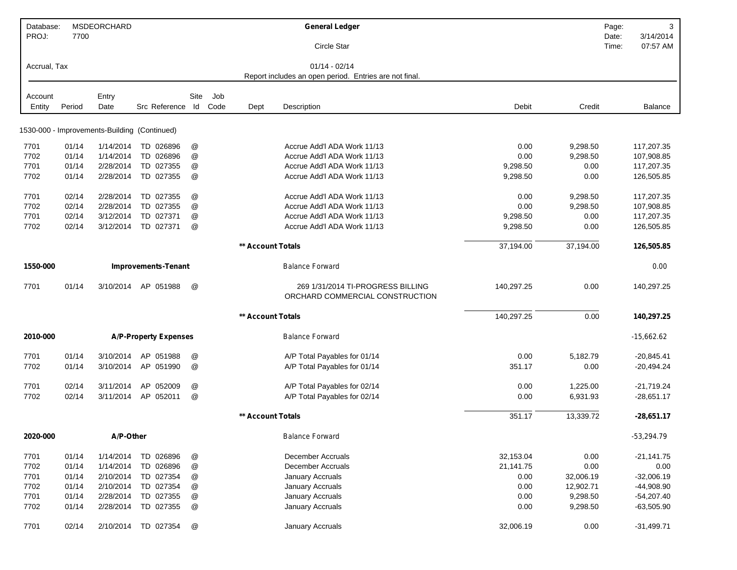| Database: | MSDEORCHARD | | | | General Ledger | | | | Page: | 3 |
|---|---|---|---|---|---|---|---|---|---|---|
| PROJ: | 7700 | | | | Circle Star | | | | Date: | 3/14/2014 |
| | | | | | | | | | Time: | 07:57 AM |
| Accrual, Tax | | | | | 01/14 - 02/14 | | | | | |
| | | | | | Report includes an open period. Entries are not final. | | | | | |

| Account Entity | Period | Entry Date | Src Reference | Site Id | Job Code | Dept | Description | Debit | Credit | Balance |
|---|---|---|---|---|---|---|---|---|---|---|
| **1530-000 - Improvements-Building (Continued)** | | | | | | | | | | |
| 7701 | 01/14 | 1/14/2014 | TD 026896 | @ | | | Accrue Add'l ADA Work 11/13 | 0.00 | 9,298.50 | 117,207.35 |
| 7702 | 01/14 | 1/14/2014 | TD 026896 | @ | | | Accrue Add'l ADA Work 11/13 | 0.00 | 9,298.50 | 107,908.85 |
| 7701 | 01/14 | 2/28/2014 | TD 027355 | @ | | | Accrue Add'l ADA Work 11/13 | 9,298.50 | 0.00 | 117,207.35 |
| 7702 | 01/14 | 2/28/2014 | TD 027355 | @ | | | Accrue Add'l ADA Work 11/13 | 9,298.50 | 0.00 | 126,505.85 |
| 7701 | 02/14 | 2/28/2014 | TD 027355 | @ | | | Accrue Add'l ADA Work 11/13 | 0.00 | 9,298.50 | 117,207.35 |
| 7702 | 02/14 | 2/28/2014 | TD 027355 | @ | | | Accrue Add'l ADA Work 11/13 | 0.00 | 9,298.50 | 107,908.85 |
| 7701 | 02/14 | 3/12/2014 | TD 027371 | @ | | | Accrue Add'l ADA Work 11/13 | 9,298.50 | 0.00 | 117,207.35 |
| 7702 | 02/14 | 3/12/2014 | TD 027371 | @ | | | Accrue Add'l ADA Work 11/13 | 9,298.50 | 0.00 | 126,505.85 |
| | | | | | | **\*\* Account Totals** | | 37,194.00 | 37,194.00 | **126,505.85** |
| **1550-000** | | | **Improvements-Tenant** | | | | Balance Forward | | | 0.00 |
| 7701 | 01/14 | 3/10/2014 | AP 051988 | @ | | | 269 1/31/2014 TI-PROGRESS BILLING ORCHARD COMMERCIAL CONSTRUCTION | 140,297.25 | 0.00 | 140,297.25 |
| | | | | | | **\*\* Account Totals** | | 140,297.25 | 0.00 | **140,297.25** |
| **2010-000** | | | **A/P-Property Expenses** | | | | Balance Forward | | | -15,662.62 |
| 7701 | 01/14 | 3/10/2014 | AP 051988 | @ | | | A/P Total Payables for 01/14 | 0.00 | 5,182.79 | -20,845.41 |
| 7702 | 01/14 | 3/10/2014 | AP 051990 | @ | | | A/P Total Payables for 01/14 | 351.17 | 0.00 | -20,494.24 |
| 7701 | 02/14 | 3/11/2014 | AP 052009 | @ | | | A/P Total Payables for 02/14 | 0.00 | 1,225.00 | -21,719.24 |
| 7702 | 02/14 | 3/11/2014 | AP 052011 | @ | | | A/P Total Payables for 02/14 | 0.00 | 6,931.93 | -28,651.17 |
| | | | | | | **\*\* Account Totals** | | 351.17 | 13,339.72 | **-28,651.17** |
| **2020-000** | | | **A/P-Other** | | | | Balance Forward | | | -53,294.79 |
| 7701 | 01/14 | 1/14/2014 | TD 026896 | @ | | | December Accruals | 32,153.04 | 0.00 | -21,141.75 |
| 7702 | 01/14 | 1/14/2014 | TD 026896 | @ | | | December Accruals | 21,141.75 | 0.00 | 0.00 |
| 7701 | 01/14 | 2/10/2014 | TD 027354 | @ | | | January Accruals | 0.00 | 32,006.19 | -32,006.19 |
| 7702 | 01/14 | 2/10/2014 | TD 027354 | @ | | | January Accruals | 0.00 | 12,902.71 | -44,908.90 |
| 7701 | 01/14 | 2/28/2014 | TD 027355 | @ | | | January Accruals | 0.00 | 9,298.50 | -54,207.40 |
| 7702 | 01/14 | 2/28/2014 | TD 027355 | @ | | | January Accruals | 0.00 | 9,298.50 | -63,505.90 |
| 7701 | 02/14 | 2/10/2014 | TD 027354 | @ | | | January Accruals | 32,006.19 | 0.00 | -31,499.71 |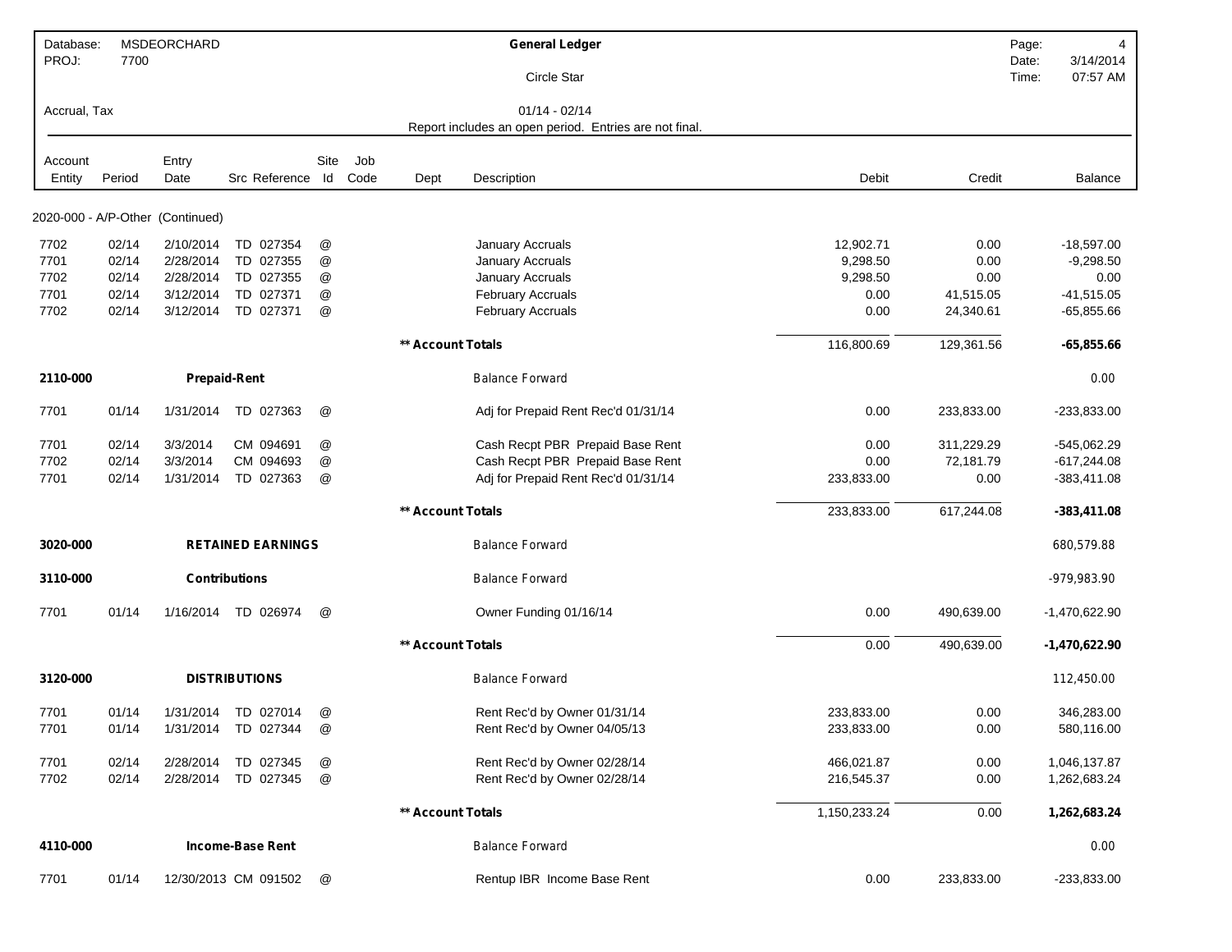| Database: | MSDEORCHARD | | General Ledger | Page: | 4 |
|---|---|---|---|---|---|
| PROJ: | 7700 | | Circle Star | Date: | 3/14/2014 |
| | | | | Time: | 07:57 AM |
| Accrual, Tax | | | 01/14 - 02/14 | | |
| | | | Report includes an open period. Entries are not final. | | |

| Account Entity | Period | Entry Date | Src | Reference | Site Id | Job Code | Dept | Description | Debit | Credit | Balance |
|---|---|---|---|---|---|---|---|---|---|---|---|
| **2020-000 - A/P-Other (Continued)** | | | | | | | | | | | |
| 7702 | 02/14 | 2/10/2014 | TD | 027354 | @ | | | January Accruals | 12,902.71 | 0.00 | -18,597.00 |
| 7701 | 02/14 | 2/28/2014 | TD | 027355 | @ | | | January Accruals | 9,298.50 | 0.00 | -9,298.50 |
| 7702 | 02/14 | 2/28/2014 | TD | 027355 | @ | | | January Accruals | 9,298.50 | 0.00 | 0.00 |
| 7701 | 02/14 | 3/12/2014 | TD | 027371 | @ | | | February Accruals | 0.00 | 41,515.05 | -41,515.05 |
| 7702 | 02/14 | 3/12/2014 | TD | 027371 | @ | | | February Accruals | 0.00 | 24,340.61 | -65,855.66 |
| | | | | | | | **\*\* Account Totals** | | 116,800.69 | 129,361.56 | **-65,855.66** |
| **2110-000** | | **Prepaid-Rent** | | | | | | Balance Forward | | | 0.00 |
| 7701 | 01/14 | 1/31/2014 | TD | 027363 | @ | | | Adj for Prepaid Rent Rec'd 01/31/14 | 0.00 | 233,833.00 | -233,833.00 |
| 7701 | 02/14 | 3/3/2014 | CM | 094691 | @ | | | Cash Recpt PBR Prepaid Base Rent | 0.00 | 311,229.29 | -545,062.29 |
| 7702 | 02/14 | 3/3/2014 | CM | 094693 | @ | | | Cash Recpt PBR Prepaid Base Rent | 0.00 | 72,181.79 | -617,244.08 |
| 7701 | 02/14 | 1/31/2014 | TD | 027363 | @ | | | Adj for Prepaid Rent Rec'd 01/31/14 | 233,833.00 | 0.00 | -383,411.08 |
| | | | | | | | **\*\* Account Totals** | | 233,833.00 | 617,244.08 | **-383,411.08** |
| **3020-000** | | **RETAINED EARNINGS** | | | | | | Balance Forward | | | 680,579.88 |
| **3110-000** | | **Contributions** | | | | | | Balance Forward | | | -979,983.90 |
| 7701 | 01/14 | 1/16/2014 | TD | 026974 | @ | | | Owner Funding 01/16/14 | 0.00 | 490,639.00 | -1,470,622.90 |
| | | | | | | | **\*\* Account Totals** | | 0.00 | 490,639.00 | **-1,470,622.90** |
| **3120-000** | | **DISTRIBUTIONS** | | | | | | Balance Forward | | | 112,450.00 |
| 7701 | 01/14 | 1/31/2014 | TD | 027014 | @ | | | Rent Rec'd by Owner 01/31/14 | 233,833.00 | 0.00 | 346,283.00 |
| 7701 | 01/14 | 1/31/2014 | TD | 027344 | @ | | | Rent Rec'd by Owner 04/05/13 | 233,833.00 | 0.00 | 580,116.00 |
| 7701 | 02/14 | 2/28/2014 | TD | 027345 | @ | | | Rent Rec'd by Owner 02/28/14 | 466,021.87 | 0.00 | 1,046,137.87 |
| 7702 | 02/14 | 2/28/2014 | TD | 027345 | @ | | | Rent Rec'd by Owner 02/28/14 | 216,545.37 | 0.00 | 1,262,683.24 |
| | | | | | | | **\*\* Account Totals** | | 1,150,233.24 | 0.00 | **1,262,683.24** |
| **4110-000** | | **Income-Base Rent** | | | | | | Balance Forward | | | 0.00 |
| 7701 | 01/14 | 12/30/2013 | CM | 091502 | @ | | | Rentup IBR Income Base Rent | 0.00 | 233,833.00 | -233,833.00 |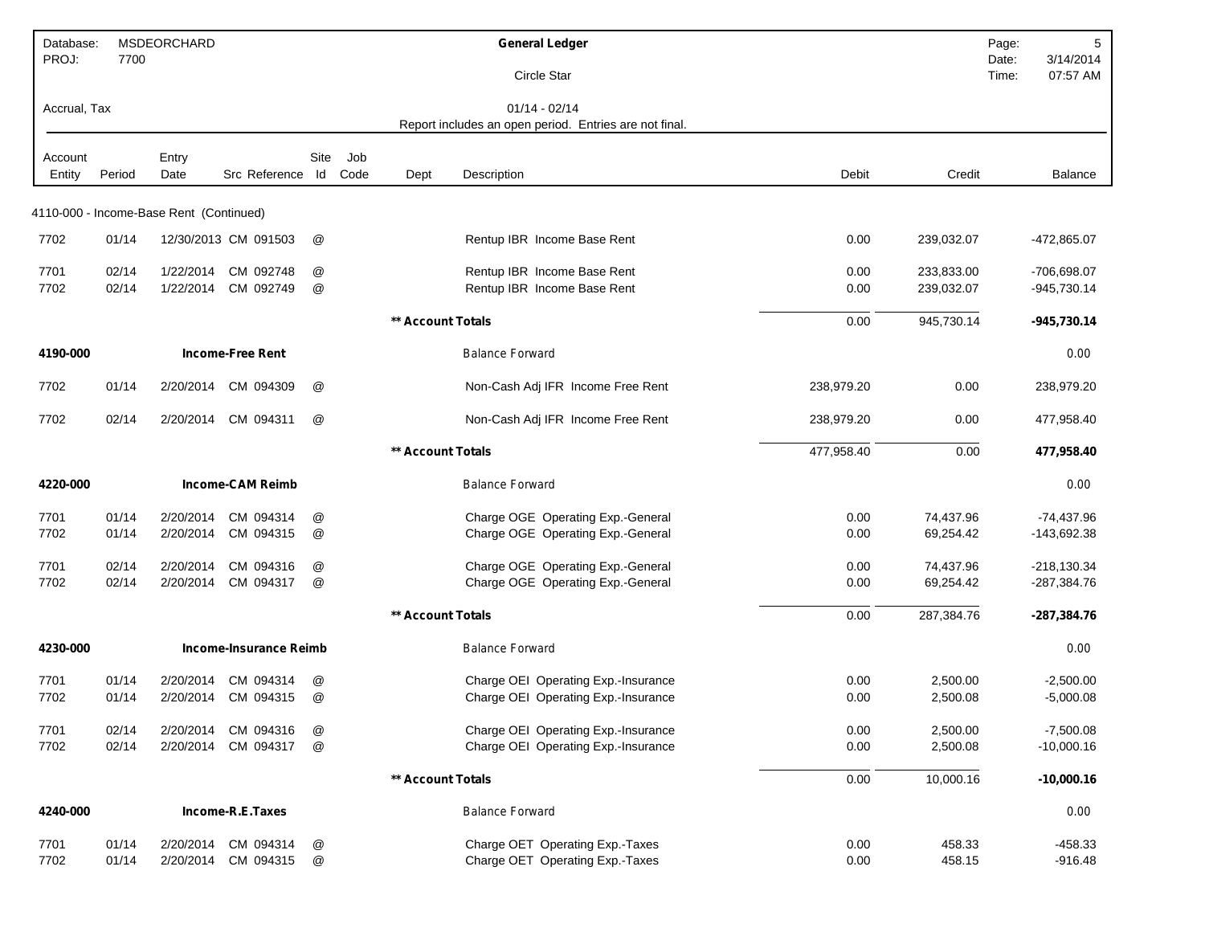| Database: | MSDEORCHARD | General Ledger | Date: | 3/14/2014 |
|---|---|---|---|---|
| PROJ: | 7700 | Circle Star | Time: | 07:57 AM |

Accrual, Tax

01/14 - 02/14

Report includes an open period. Entries are not final.

| Account Entity | Period | Entry Date | Src Reference | Site Id | Job Code | Dept | Description | Debit | Credit | Balance |
|---|---|---|---|---|---|---|---|---|---|---|
| 4110-000 - Income-Base Rent (Continued) | | | | | | | | | | |
| 7702 | 01/14 | 12/30/2013 | CM 091503 | @ | | | Rentup IBR Income Base Rent | 0.00 | 239,032.07 | -472,865.07 |
| 7701 | 02/14 | 1/22/2014 | CM 092748 | @ | | | Rentup IBR Income Base Rent | 0.00 | 233,833.00 | -706,698.07 |
| 7702 | 02/14 | 1/22/2014 | CM 092749 | @ | | | Rentup IBR Income Base Rent | 0.00 | 239,032.07 | -945,730.14 |
| | | | | | | ** Account Totals | | 0.00 | 945,730.14 | **-945,730.14** |
| **4190-000** | | **Income-Free Rent** | | | | | Balance Forward | | | 0.00 |
| 7702 | 01/14 | 2/20/2014 | CM 094309 | @ | | | Non-Cash Adj IFR Income Free Rent | 238,979.20 | 0.00 | 238,979.20 |
| 7702 | 02/14 | 2/20/2014 | CM 094311 | @ | | | Non-Cash Adj IFR Income Free Rent | 238,979.20 | 0.00 | 477,958.40 |
| | | | | | | ** Account Totals | | 477,958.40 | 0.00 | **477,958.40** |
| **4220-000** | | **Income-CAM Reimb** | | | | | Balance Forward | | | 0.00 |
| 7701 | 01/14 | 2/20/2014 | CM 094314 | @ | | | Charge OGE Operating Exp.-General | 0.00 | 74,437.96 | -74,437.96 |
| 7702 | 01/14 | 2/20/2014 | CM 094315 | @ | | | Charge OGE Operating Exp.-General | 0.00 | 69,254.42 | -143,692.38 |
| 7701 | 02/14 | 2/20/2014 | CM 094316 | @ | | | Charge OGE Operating Exp.-General | 0.00 | 74,437.96 | -218,130.34 |
| 7702 | 02/14 | 2/20/2014 | CM 094317 | @ | | | Charge OGE Operating Exp.-General | 0.00 | 69,254.42 | -287,384.76 |
| | | | | | | ** Account Totals | | 0.00 | 287,384.76 | **-287,384.76** |
| **4230-000** | | **Income-Insurance Reimb** | | | | | Balance Forward | | | 0.00 |
| 7701 | 01/14 | 2/20/2014 | CM 094314 | @ | | | Charge OEI Operating Exp.-Insurance | 0.00 | 2,500.00 | -2,500.00 |
| 7702 | 01/14 | 2/20/2014 | CM 094315 | @ | | | Charge OEI Operating Exp.-Insurance | 0.00 | 2,500.08 | -5,000.08 |
| 7701 | 02/14 | 2/20/2014 | CM 094316 | @ | | | Charge OEI Operating Exp.-Insurance | 0.00 | 2,500.00 | -7,500.08 |
| 7702 | 02/14 | 2/20/2014 | CM 094317 | @ | | | Charge OEI Operating Exp.-Insurance | 0.00 | 2,500.08 | -10,000.16 |
| | | | | | | ** Account Totals | | 0.00 | 10,000.16 | **-10,000.16** |
| **4240-000** | | **Income-R.E.Taxes** | | | | | Balance Forward | | | 0.00 |
| 7701 | 01/14 | 2/20/2014 | CM 094314 | @ | | | Charge OET Operating Exp.-Taxes | 0.00 | 458.33 | -458.33 |
| 7702 | 01/14 | 2/20/2014 | CM 094315 | @ | | | Charge OET Operating Exp.-Taxes | 0.00 | 458.15 | -916.48 |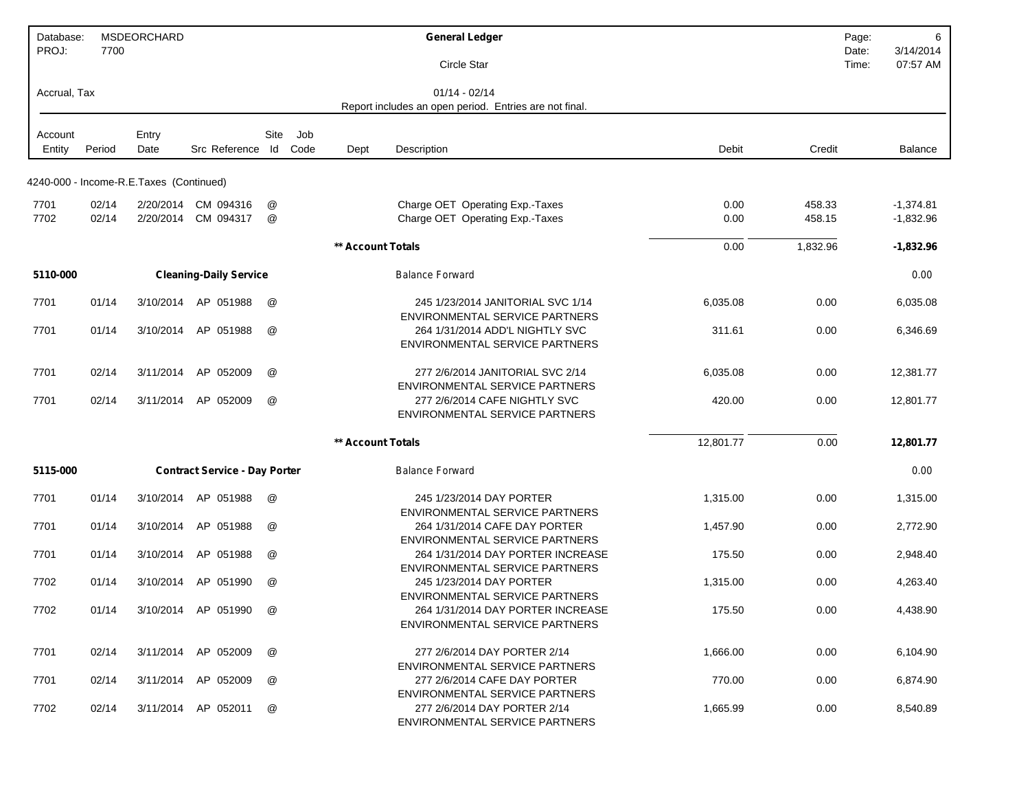| Database: | MSDEORCHARD | General Ledger | Page: | 6 |
|---|---|---|---|---|
| PROJ: | 7700 | Circle Star | Date: | 3/14/2014 |
| | | | Time: | 07:57 AM |
| Accrual, Tax | | 01/14 - 02/14 | | |
| | | Report includes an open period. Entries are not final. | | |

| Account Entity | Period | Entry Date | Src Reference | Site Id | Job Code | Dept | Description | Debit | Credit | Balance |
|---|---|---|---|---|---|---|---|---|---|---|
| 4240-000 - Income-R.E.Taxes (Continued) | | | | | | | | | | |
| 7701 | 02/14 | 2/20/2014 | CM 094316 | @ | | | Charge OET Operating Exp.-Taxes | 0.00 | 458.33 | -1,374.81 |
| 7702 | 02/14 | 2/20/2014 | CM 094317 | @ | | | Charge OET Operating Exp.-Taxes | 0.00 | 458.15 | -1,832.96 |
| | | | | | | ** Account Totals | | 0.00 | 1,832.96 | **-1,832.96** |
| **5110-000** | | **Cleaning-Daily Service** | | | | | Balance Forward | | | 0.00 |
| 7701 | 01/14 | 3/10/2014 | AP 051988 | @ | | | 245 1/23/2014 JANITORIAL SVC 1/14 ENVIRONMENTAL SERVICE PARTNERS | 6,035.08 | 0.00 | 6,035.08 |
| 7701 | 01/14 | 3/10/2014 | AP 051988 | @ | | | 264 1/31/2014 ADD'L NIGHTLY SVC ENVIRONMENTAL SERVICE PARTNERS | 311.61 | 0.00 | 6,346.69 |
| 7701 | 02/14 | 3/11/2014 | AP 052009 | @ | | | 277 2/6/2014 JANITORIAL SVC 2/14 ENVIRONMENTAL SERVICE PARTNERS | 6,035.08 | 0.00 | 12,381.77 |
| 7701 | 02/14 | 3/11/2014 | AP 052009 | @ | | | 277 2/6/2014 CAFE NIGHTLY SVC ENVIRONMENTAL SERVICE PARTNERS | 420.00 | 0.00 | 12,801.77 |
| | | | | | | ** Account Totals | | 12,801.77 | 0.00 | **12,801.77** |
| **5115-000** | | **Contract Service - Day Porter** | | | | | Balance Forward | | | 0.00 |
| 7701 | 01/14 | 3/10/2014 | AP 051988 | @ | | | 245 1/23/2014 DAY PORTER ENVIRONMENTAL SERVICE PARTNERS | 1,315.00 | 0.00 | 1,315.00 |
| 7701 | 01/14 | 3/10/2014 | AP 051988 | @ | | | 264 1/31/2014 CAFE DAY PORTER ENVIRONMENTAL SERVICE PARTNERS | 1,457.90 | 0.00 | 2,772.90 |
| 7701 | 01/14 | 3/10/2014 | AP 051988 | @ | | | 264 1/31/2014 DAY PORTER INCREASE ENVIRONMENTAL SERVICE PARTNERS | 175.50 | 0.00 | 2,948.40 |
| 7702 | 01/14 | 3/10/2014 | AP 051990 | @ | | | 245 1/23/2014 DAY PORTER ENVIRONMENTAL SERVICE PARTNERS | 1,315.00 | 0.00 | 4,263.40 |
| 7702 | 01/14 | 3/10/2014 | AP 051990 | @ | | | 264 1/31/2014 DAY PORTER INCREASE ENVIRONMENTAL SERVICE PARTNERS | 175.50 | 0.00 | 4,438.90 |
| 7701 | 02/14 | 3/11/2014 | AP 052009 | @ | | | 277 2/6/2014 DAY PORTER 2/14 ENVIRONMENTAL SERVICE PARTNERS | 1,666.00 | 0.00 | 6,104.90 |
| 7701 | 02/14 | 3/11/2014 | AP 052009 | @ | | | 277 2/6/2014 CAFE DAY PORTER ENVIRONMENTAL SERVICE PARTNERS | 770.00 | 0.00 | 6,874.90 |
| 7702 | 02/14 | 3/11/2014 | AP 052011 | @ | | | 277 2/6/2014 DAY PORTER 2/14 ENVIRONMENTAL SERVICE PARTNERS | 1,665.99 | 0.00 | 8,540.89 |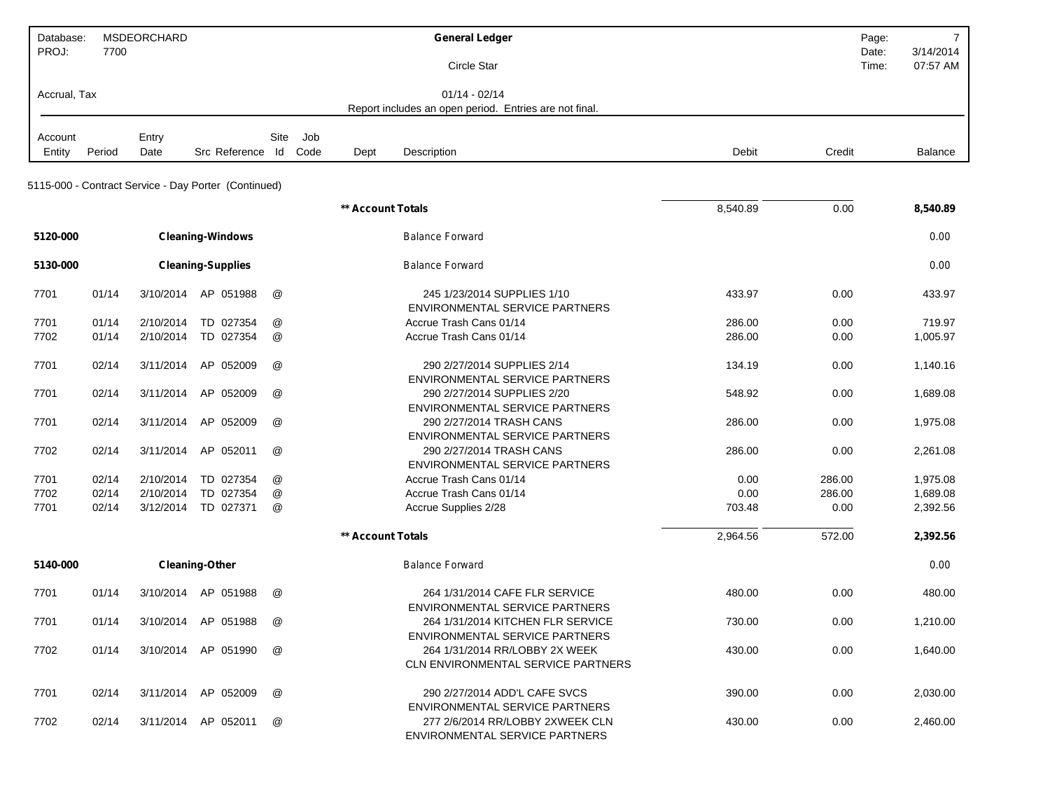| Database: | MSDEORCHARD | General Ledger |
|---|---|---|
| PROJ: | 7700 | Circle Star |
| Accrual, Tax | | 01/14 - 02/14 |
| | | Report includes an open period. Entries are not final. |

| Account Entity | Period | Entry Date | Src Reference | Site Id | Job Code | Dept | Description | Debit | Credit | Balance |
|---|---|---|---|---|---|---|---|---|---|---|
| 5115-000 - Contract Service - Day Porter (Continued) | | | | | | | | | | |
| | | | | | | | ** Account Totals | 8,540.89 | 0.00 | **8,540.89** |
| **5120-000** | | **Cleaning-Windows** | | | | | Balance Forward | | | 0.00 |
| **5130-000** | | **Cleaning-Supplies** | | | | | Balance Forward | | | 0.00 |
| 7701 | 01/14 | 3/10/2014 | AP 051988 | @ | | | 245 1/23/2014 SUPPLIES 1/10 ENVIRONMENTAL SERVICE PARTNERS | 433.97 | 0.00 | 433.97 |
| 7701 | 01/14 | 2/10/2014 | TD 027354 | @ | | | Accrue Trash Cans 01/14 | 286.00 | 0.00 | 719.97 |
| 7702 | 01/14 | 2/10/2014 | TD 027354 | @ | | | Accrue Trash Cans 01/14 | 286.00 | 0.00 | 1,005.97 |
| 7701 | 02/14 | 3/11/2014 | AP 052009 | @ | | | 290 2/27/2014 SUPPLIES 2/14 ENVIRONMENTAL SERVICE PARTNERS | 134.19 | 0.00 | 1,140.16 |
| 7701 | 02/14 | 3/11/2014 | AP 052009 | @ | | | 290 2/27/2014 SUPPLIES 2/20 ENVIRONMENTAL SERVICE PARTNERS | 548.92 | 0.00 | 1,689.08 |
| 7701 | 02/14 | 3/11/2014 | AP 052009 | @ | | | 290 2/27/2014 TRASH CANS ENVIRONMENTAL SERVICE PARTNERS | 286.00 | 0.00 | 1,975.08 |
| 7702 | 02/14 | 3/11/2014 | AP 052011 | @ | | | 290 2/27/2014 TRASH CANS ENVIRONMENTAL SERVICE PARTNERS | 286.00 | 0.00 | 2,261.08 |
| 7701 | 02/14 | 2/10/2014 | TD 027354 | @ | | | Accrue Trash Cans 01/14 | 0.00 | 286.00 | 1,975.08 |
| 7702 | 02/14 | 2/10/2014 | TD 027354 | @ | | | Accrue Trash Cans 01/14 | 0.00 | 286.00 | 1,689.08 |
| 7701 | 02/14 | 3/12/2014 | TD 027371 | @ | | | Accrue Supplies 2/28 | 703.48 | 0.00 | 2,392.56 |
| | | | | | | | ** Account Totals | 2,964.56 | 572.00 | **2,392.56** |
| **5140-000** | | **Cleaning-Other** | | | | | Balance Forward | | | 0.00 |
| 7701 | 01/14 | 3/10/2014 | AP 051988 | @ | | | 264 1/31/2014 CAFE FLR SERVICE ENVIRONMENTAL SERVICE PARTNERS | 480.00 | 0.00 | 480.00 |
| 7701 | 01/14 | 3/10/2014 | AP 051988 | @ | | | 264 1/31/2014 KITCHEN FLR SERVICE ENVIRONMENTAL SERVICE PARTNERS | 730.00 | 0.00 | 1,210.00 |
| 7702 | 01/14 | 3/10/2014 | AP 051990 | @ | | | 264 1/31/2014 RR/LOBBY 2X WEEK CLN ENVIRONMENTAL SERVICE PARTNERS | 430.00 | 0.00 | 1,640.00 |
| 7701 | 02/14 | 3/11/2014 | AP 052009 | @ | | | 290 2/27/2014 ADD'L CAFE SVCS ENVIRONMENTAL SERVICE PARTNERS | 390.00 | 0.00 | 2,030.00 |
| 7702 | 02/14 | 3/11/2014 | AP 052011 | @ | | | 277 2/6/2014 RR/LOBBY 2XWEEK CLN ENVIRONMENTAL SERVICE PARTNERS | 430.00 | 0.00 | 2,460.00 |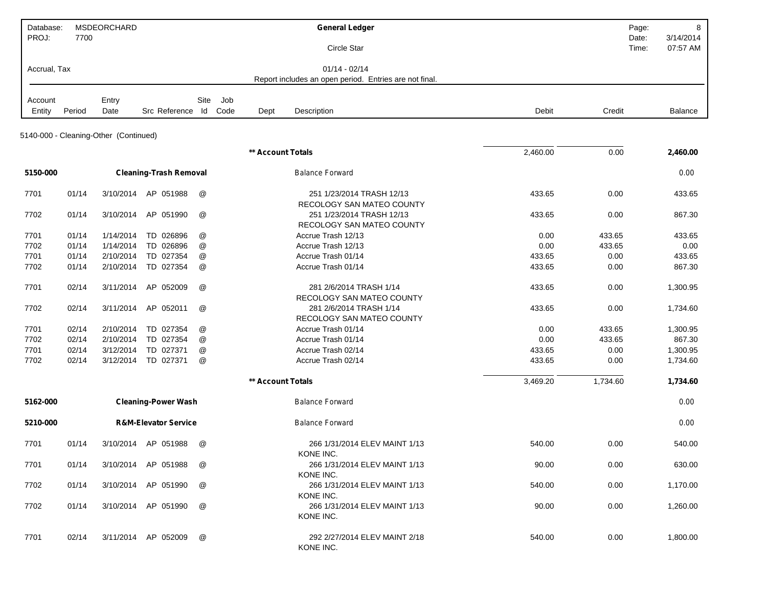| Database: | MSDEORCHARD | General Ledger | Page: | 8 |
|---|---|---|---|---|
| PROJ: | 7700 | Circle Star | Date: | 3/14/2014 |
| | | | Time: | 07:57 AM |
| Accrual, Tax | | 01/14 - 02/14 | | |
| | | Report includes an open period. Entries are not final. | | |

| Account Entity | Period | Entry Date | Src | Reference | Site Id | Job Code | Dept | Description | Debit | Credit | Balance |
|---|---|---|---|---|---|---|---|---|---|---|---|
| 5140-000 - Cleaning-Other (Continued) | | | | | | | | | | | |
| | | | | | | | | **\*\* Account Totals** | 2,460.00 | 0.00 | **2,460.00** |
| **5150-000** | | **Cleaning-Trash Removal** | | | | | | Balance Forward | | | 0.00 |
| 7701 | 01/14 | 3/10/2014 | AP | 051988 | @ | | | 251 1/23/2014 TRASH 12/13 RECOLOGY SAN MATEO COUNTY | 433.65 | 0.00 | 433.65 |
| 7702 | 01/14 | 3/10/2014 | AP | 051990 | @ | | | 251 1/23/2014 TRASH 12/13 RECOLOGY SAN MATEO COUNTY | 433.65 | 0.00 | 867.30 |
| 7701 | 01/14 | 1/14/2014 | TD | 026896 | @ | | | Accrue Trash 12/13 | 0.00 | 433.65 | 433.65 |
| 7702 | 01/14 | 1/14/2014 | TD | 026896 | @ | | | Accrue Trash 12/13 | 0.00 | 433.65 | 0.00 |
| 7701 | 01/14 | 2/10/2014 | TD | 027354 | @ | | | Accrue Trash 01/14 | 433.65 | 0.00 | 433.65 |
| 7702 | 01/14 | 2/10/2014 | TD | 027354 | @ | | | Accrue Trash 01/14 | 433.65 | 0.00 | 867.30 |
| 7701 | 02/14 | 3/11/2014 | AP | 052009 | @ | | | 281 2/6/2014 TRASH 1/14 RECOLOGY SAN MATEO COUNTY | 433.65 | 0.00 | 1,300.95 |
| 7702 | 02/14 | 3/11/2014 | AP | 052011 | @ | | | 281 2/6/2014 TRASH 1/14 RECOLOGY SAN MATEO COUNTY | 433.65 | 0.00 | 1,734.60 |
| 7701 | 02/14 | 2/10/2014 | TD | 027354 | @ | | | Accrue Trash 01/14 | 0.00 | 433.65 | 1,300.95 |
| 7702 | 02/14 | 2/10/2014 | TD | 027354 | @ | | | Accrue Trash 01/14 | 0.00 | 433.65 | 867.30 |
| 7701 | 02/14 | 3/12/2014 | TD | 027371 | @ | | | Accrue Trash 02/14 | 433.65 | 0.00 | 1,300.95 |
| 7702 | 02/14 | 3/12/2014 | TD | 027371 | @ | | | Accrue Trash 02/14 | 433.65 | 0.00 | 1,734.60 |
| | | | | | | | | **\*\* Account Totals** | 3,469.20 | 1,734.60 | **1,734.60** |
| **5162-000** | | **Cleaning-Power Wash** | | | | | | Balance Forward | | | 0.00 |
| **5210-000** | | **R&M-Elevator Service** | | | | | | Balance Forward | | | 0.00 |
| 7701 | 01/14 | 3/10/2014 | AP | 051988 | @ | | | 266 1/31/2014 ELEV MAINT 1/13 KONE INC. | 540.00 | 0.00 | 540.00 |
| 7701 | 01/14 | 3/10/2014 | AP | 051988 | @ | | | 266 1/31/2014 ELEV MAINT 1/13 KONE INC. | 90.00 | 0.00 | 630.00 |
| 7702 | 01/14 | 3/10/2014 | AP | 051990 | @ | | | 266 1/31/2014 ELEV MAINT 1/13 KONE INC. | 540.00 | 0.00 | 1,170.00 |
| 7702 | 01/14 | 3/10/2014 | AP | 051990 | @ | | | 266 1/31/2014 ELEV MAINT 1/13 KONE INC. | 90.00 | 0.00 | 1,260.00 |
| 7701 | 02/14 | 3/11/2014 | AP | 052009 | @ | | | 292 2/27/2014 ELEV MAINT 2/18 KONE INC. | 540.00 | 0.00 | 1,800.00 |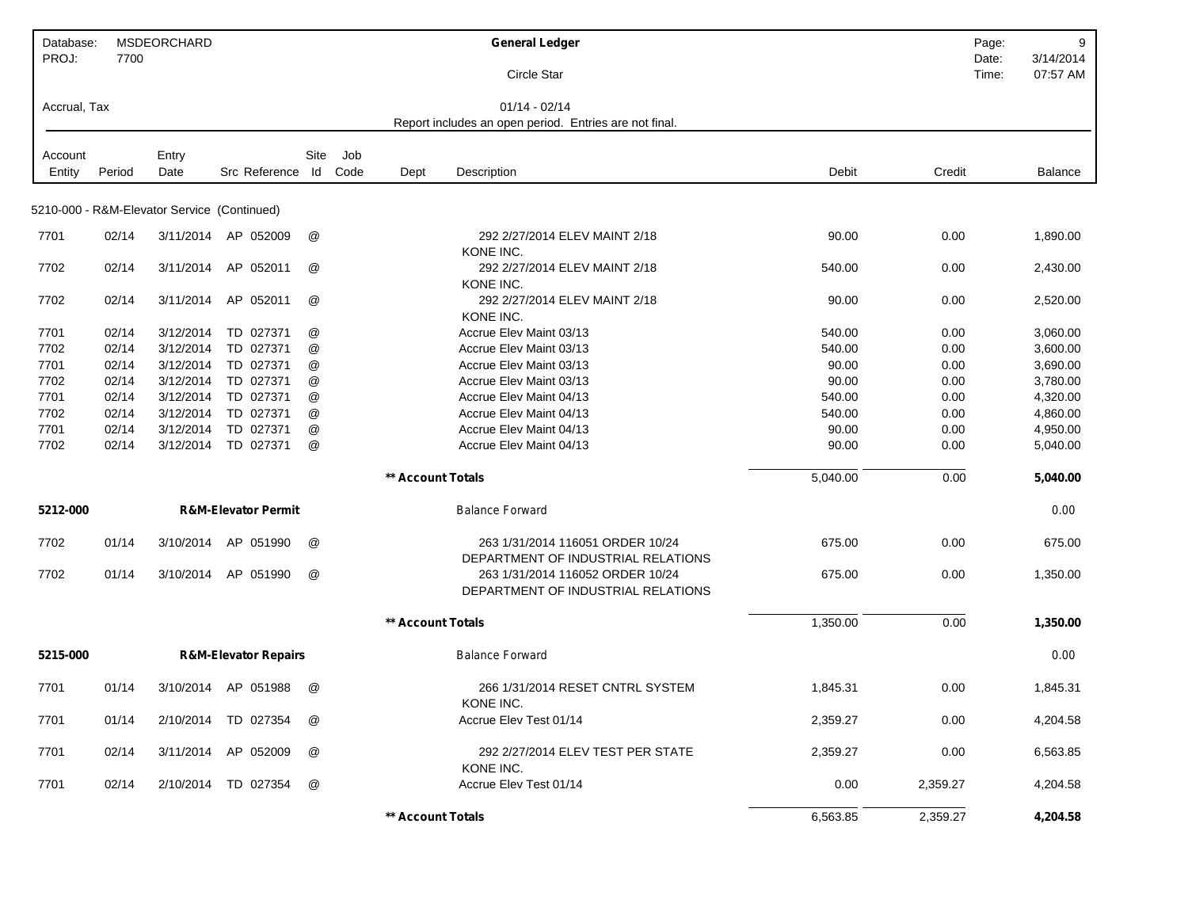Database: MSDEORCHARD
PROJ: 7700

# General Ledger

Circle Star

Accrual, Tax

01/14 - 02/14

Report includes an open period. Entries are not final.

| Account Entity | Period | Entry Date | Src Reference | Site Id | Job Code | Dept | Description | Debit | Credit | Balance |
|---|---|---|---|---|---|---|---|---|---|---|
| **5210-000 - R&M-Elevator Service (Continued)** | | | | | | | | | | |
| 7701 | 02/14 | 3/11/2014 | AP 052009 | @ | | | 292 2/27/2014 ELEV MAINT 2/18 KONE INC. | 90.00 | 0.00 | 1,890.00 |
| 7702 | 02/14 | 3/11/2014 | AP 052011 | @ | | | 292 2/27/2014 ELEV MAINT 2/18 KONE INC. | 540.00 | 0.00 | 2,430.00 |
| 7702 | 02/14 | 3/11/2014 | AP 052011 | @ | | | 292 2/27/2014 ELEV MAINT 2/18 KONE INC. | 90.00 | 0.00 | 2,520.00 |
| 7701 | 02/14 | 3/12/2014 | TD 027371 | @ | | | Accrue Elev Maint 03/13 | 540.00 | 0.00 | 3,060.00 |
| 7702 | 02/14 | 3/12/2014 | TD 027371 | @ | | | Accrue Elev Maint 03/13 | 540.00 | 0.00 | 3,600.00 |
| 7701 | 02/14 | 3/12/2014 | TD 027371 | @ | | | Accrue Elev Maint 03/13 | 90.00 | 0.00 | 3,690.00 |
| 7702 | 02/14 | 3/12/2014 | TD 027371 | @ | | | Accrue Elev Maint 03/13 | 90.00 | 0.00 | 3,780.00 |
| 7701 | 02/14 | 3/12/2014 | TD 027371 | @ | | | Accrue Elev Maint 04/13 | 540.00 | 0.00 | 4,320.00 |
| 7702 | 02/14 | 3/12/2014 | TD 027371 | @ | | | Accrue Elev Maint 04/13 | 540.00 | 0.00 | 4,860.00 |
| 7701 | 02/14 | 3/12/2014 | TD 027371 | @ | | | Accrue Elev Maint 04/13 | 90.00 | 0.00 | 4,950.00 |
| 7702 | 02/14 | 3/12/2014 | TD 027371 | @ | | | Accrue Elev Maint 04/13 | 90.00 | 0.00 | 5,040.00 |
| | | | | | | **\*\* Account Totals** | | 5,040.00 | 0.00 | **5,040.00** |
| **5212-000** | | | **R&M-Elevator Permit** | | | | Balance Forward | | | 0.00 |
| 7702 | 01/14 | 3/10/2014 | AP 051990 | @ | | | 263 1/31/2014 116051 ORDER 10/24 DEPARTMENT OF INDUSTRIAL RELATIONS | 675.00 | 0.00 | 675.00 |
| 7702 | 01/14 | 3/10/2014 | AP 051990 | @ | | | 263 1/31/2014 116052 ORDER 10/24 DEPARTMENT OF INDUSTRIAL RELATIONS | 675.00 | 0.00 | 1,350.00 |
| | | | | | | **\*\* Account Totals** | | 1,350.00 | 0.00 | **1,350.00** |
| **5215-000** | | | **R&M-Elevator Repairs** | | | | Balance Forward | | | 0.00 |
| 7701 | 01/14 | 3/10/2014 | AP 051988 | @ | | | 266 1/31/2014 RESET CNTRL SYSTEM KONE INC. | 1,845.31 | 0.00 | 1,845.31 |
| 7701 | 01/14 | 2/10/2014 | TD 027354 | @ | | | Accrue Elev Test 01/14 | 2,359.27 | 0.00 | 4,204.58 |
| 7701 | 02/14 | 3/11/2014 | AP 052009 | @ | | | 292 2/27/2014 ELEV TEST PER STATE KONE INC. | 2,359.27 | 0.00 | 6,563.85 |
| 7701 | 02/14 | 2/10/2014 | TD 027354 | @ | | | Accrue Elev Test 01/14 | 0.00 | 2,359.27 | 4,204.58 |
| | | | | | | **\*\* Account Totals** | | 6,563.85 | 2,359.27 | **4,204.58** |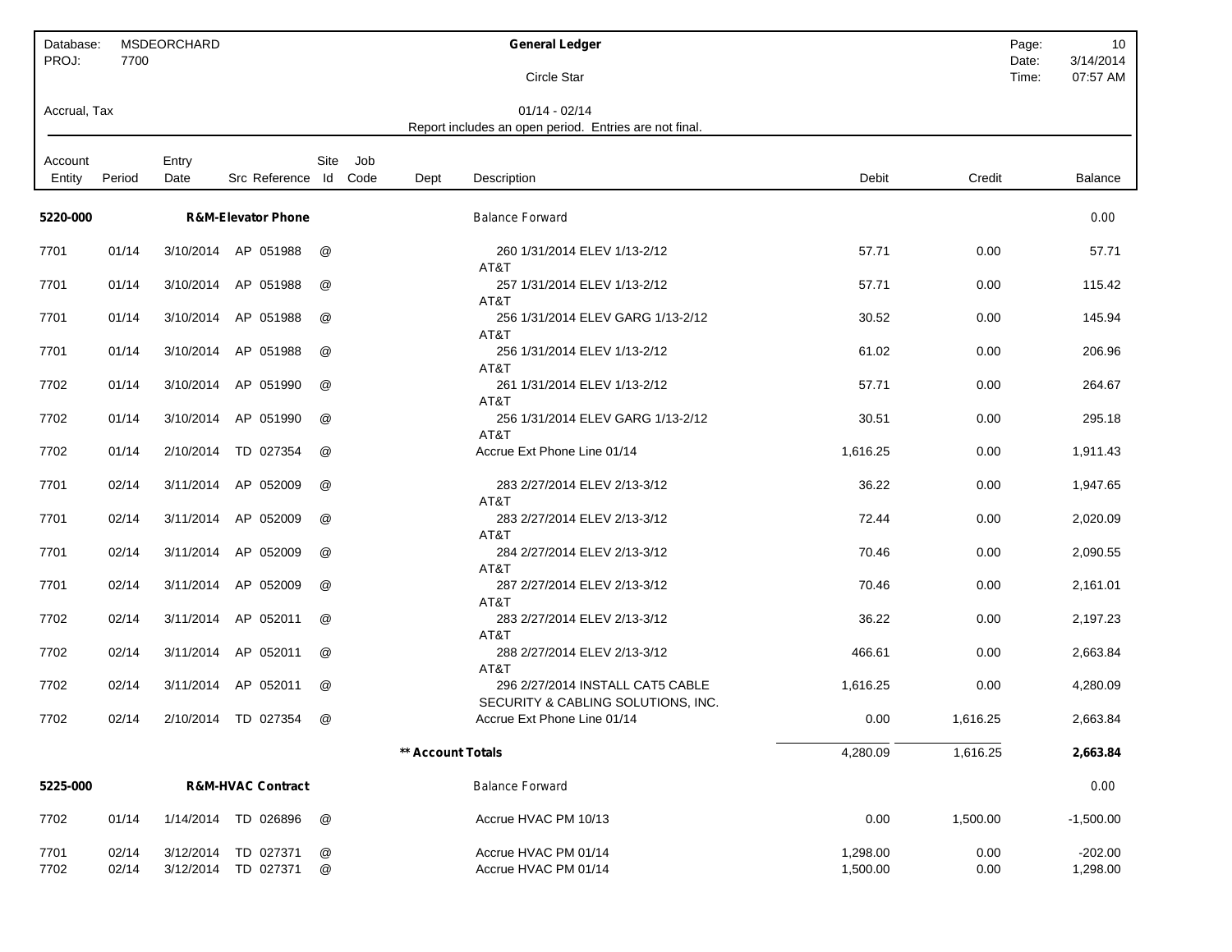Database: MSDEORCHARD | General Ledger | Date: 3/14/2014
PROJ: 7700 | Circle Star | Time: 07:57 AM

Accrual, Tax | 01/14 - 02/14

Report includes an open period. Entries are not final.

| Account Entity | Period | Entry Date | Src | Reference | Site Id | Job Code | Dept | Description | Debit | Credit | Balance |
|---|---|---|---|---|---|---|---|---|---|---|---|
| **5220-000** | | | **R&M-Elevator Phone** | | | | | Balance Forward | | | 0.00 |
| 7701 | 01/14 | 3/10/2014 | AP | 051988 | @ | | | 260 1/31/2014 ELEV 1/13-2/12 AT&T | 57.71 | 0.00 | 57.71 |
| 7701 | 01/14 | 3/10/2014 | AP | 051988 | @ | | | 257 1/31/2014 ELEV 1/13-2/12 AT&T | 57.71 | 0.00 | 115.42 |
| 7701 | 01/14 | 3/10/2014 | AP | 051988 | @ | | | 256 1/31/2014 ELEV GARG 1/13-2/12 AT&T | 30.52 | 0.00 | 145.94 |
| 7701 | 01/14 | 3/10/2014 | AP | 051988 | @ | | | 256 1/31/2014 ELEV 1/13-2/12 AT&T | 61.02 | 0.00 | 206.96 |
| 7702 | 01/14 | 3/10/2014 | AP | 051990 | @ | | | 261 1/31/2014 ELEV 1/13-2/12 AT&T | 57.71 | 0.00 | 264.67 |
| 7702 | 01/14 | 3/10/2014 | AP | 051990 | @ | | | 256 1/31/2014 ELEV GARG 1/13-2/12 AT&T | 30.51 | 0.00 | 295.18 |
| 7702 | 01/14 | 2/10/2014 | TD | 027354 | @ | | | Accrue Ext Phone Line 01/14 | 1,616.25 | 0.00 | 1,911.43 |
| 7701 | 02/14 | 3/11/2014 | AP | 052009 | @ | | | 283 2/27/2014 ELEV 2/13-3/12 AT&T | 36.22 | 0.00 | 1,947.65 |
| 7701 | 02/14 | 3/11/2014 | AP | 052009 | @ | | | 283 2/27/2014 ELEV 2/13-3/12 AT&T | 72.44 | 0.00 | 2,020.09 |
| 7701 | 02/14 | 3/11/2014 | AP | 052009 | @ | | | 284 2/27/2014 ELEV 2/13-3/12 AT&T | 70.46 | 0.00 | 2,090.55 |
| 7701 | 02/14 | 3/11/2014 | AP | 052009 | @ | | | 287 2/27/2014 ELEV 2/13-3/12 AT&T | 70.46 | 0.00 | 2,161.01 |
| 7702 | 02/14 | 3/11/2014 | AP | 052011 | @ | | | 283 2/27/2014 ELEV 2/13-3/12 AT&T | 36.22 | 0.00 | 2,197.23 |
| 7702 | 02/14 | 3/11/2014 | AP | 052011 | @ | | | 288 2/27/2014 ELEV 2/13-3/12 AT&T | 466.61 | 0.00 | 2,663.84 |
| 7702 | 02/14 | 3/11/2014 | AP | 052011 | @ | | | 296 2/27/2014 INSTALL CAT5 CABLE SECURITY & CABLING SOLUTIONS, INC. | 1,616.25 | 0.00 | 4,280.09 |
| 7702 | 02/14 | 2/10/2014 | TD | 027354 | @ | | | Accrue Ext Phone Line 01/14 | 0.00 | 1,616.25 | 2,663.84 |
| | | | | | | | **\*\* Account Totals** | | 4,280.09 | 1,616.25 | **2,663.84** |
| **5225-000** | | | **R&M-HVAC Contract** | | | | | Balance Forward | | | 0.00 |
| 7702 | 01/14 | 1/14/2014 | TD | 026896 | @ | | | Accrue HVAC PM 10/13 | 0.00 | 1,500.00 | -1,500.00 |
| 7701 | 02/14 | 3/12/2014 | TD | 027371 | @ | | | Accrue HVAC PM 01/14 | 1,298.00 | 0.00 | -202.00 |
| 7702 | 02/14 | 3/12/2014 | TD | 027371 | @ | | | Accrue HVAC PM 01/14 | 1,500.00 | 0.00 | 1,298.00 |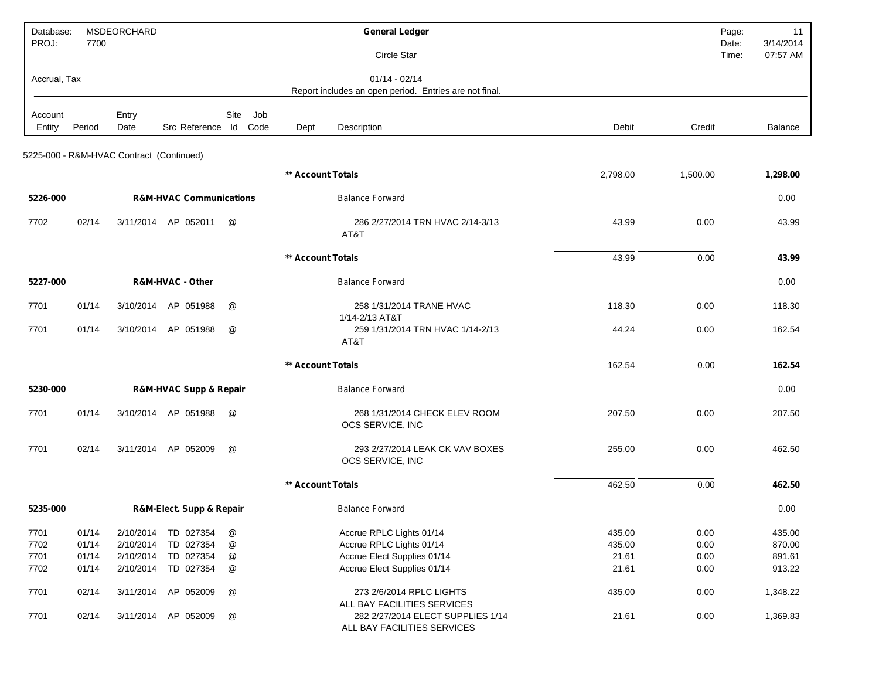Database: MSDEORCHARD
PROJ: 7700

**General Ledger**

Circle Star

Accrual, Tax

01/14 - 02/14

Report includes an open period. Entries are not final.

| Account Entity | Period | Entry Date | Src Reference | Site Id | Job Code | Dept | Description | Debit | Credit | Balance |
|---|---|---|---|---|---|---|---|---|---|---|
| 5225-000 - R&M-HVAC Contract (Continued) | | | | | | | | | | |
| | | | | | | | **\*\* Account Totals** | 2,798.00 | 1,500.00 | **1,298.00** |
| **5226-000** | | | **R&M-HVAC Communications** | | | | Balance Forward | | | 0.00 |
| 7702 | 02/14 | 3/11/2014 | AP 052011 | @ | | | 286 2/27/2014 TRN HVAC 2/14-3/13 AT&T | 43.99 | 0.00 | 43.99 |
| | | | | | | | **\*\* Account Totals** | 43.99 | 0.00 | **43.99** |
| **5227-000** | | | **R&M-HVAC - Other** | | | | Balance Forward | | | 0.00 |
| 7701 | 01/14 | 3/10/2014 | AP 051988 | @ | | | 258 1/31/2014 TRANE HVAC 1/14-2/13 AT&T | 118.30 | 0.00 | 118.30 |
| 7701 | 01/14 | 3/10/2014 | AP 051988 | @ | | | 259 1/31/2014 TRN HVAC 1/14-2/13 AT&T | 44.24 | 0.00 | 162.54 |
| | | | | | | | **\*\* Account Totals** | 162.54 | 0.00 | **162.54** |
| **5230-000** | | | **R&M-HVAC Supp & Repair** | | | | Balance Forward | | | 0.00 |
| 7701 | 01/14 | 3/10/2014 | AP 051988 | @ | | | 268 1/31/2014 CHECK ELEV ROOM OCS SERVICE, INC | 207.50 | 0.00 | 207.50 |
| 7701 | 02/14 | 3/11/2014 | AP 052009 | @ | | | 293 2/27/2014 LEAK CK VAV BOXES OCS SERVICE, INC | 255.00 | 0.00 | 462.50 |
| | | | | | | | **\*\* Account Totals** | 462.50 | 0.00 | **462.50** |
| **5235-000** | | | **R&M-Elect. Supp & Repair** | | | | Balance Forward | | | 0.00 |
| 7701 | 01/14 | 2/10/2014 | TD 027354 | @ | | | Accrue RPLC Lights 01/14 | 435.00 | 0.00 | 435.00 |
| 7702 | 01/14 | 2/10/2014 | TD 027354 | @ | | | Accrue RPLC Lights 01/14 | 435.00 | 0.00 | 870.00 |
| 7701 | 01/14 | 2/10/2014 | TD 027354 | @ | | | Accrue Elect Supplies 01/14 | 21.61 | 0.00 | 891.61 |
| 7702 | 01/14 | 2/10/2014 | TD 027354 | @ | | | Accrue Elect Supplies 01/14 | 21.61 | 0.00 | 913.22 |
| 7701 | 02/14 | 3/11/2014 | AP 052009 | @ | | | 273 2/6/2014 RPLC LIGHTS ALL BAY FACILITIES SERVICES | 435.00 | 0.00 | 1,348.22 |
| 7701 | 02/14 | 3/11/2014 | AP 052009 | @ | | | 282 2/27/2014 ELECT SUPPLIES 1/14 ALL BAY FACILITIES SERVICES | 21.61 | 0.00 | 1,369.83 |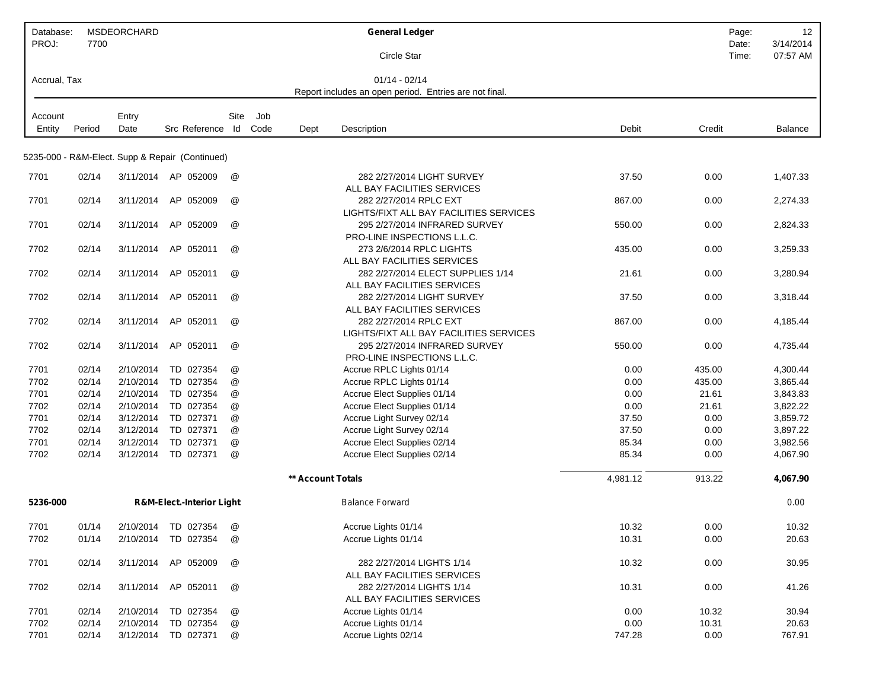Database: MSDEORCHARD
PROJ: 7700

**General Ledger**

Circle Star

Accrual, Tax

01/14 - 02/14

Report includes an open period. Entries are not final.

| Account Entity | Period | Entry Date | Src Reference | Site Id | Job Code | Dept | Description | Debit | Credit | Balance |
|---|---|---|---|---|---|---|---|---|---|---|
| 5235-000 - R&M-Elect. Supp & Repair (Continued) | | | | | | | | | | |
| 7701 | 02/14 | 3/11/2014 | AP 052009 | @ | | | 282 2/27/2014 LIGHT SURVEY ALL BAY FACILITIES SERVICES | 37.50 | 0.00 | 1,407.33 |
| 7701 | 02/14 | 3/11/2014 | AP 052009 | @ | | | 282 2/27/2014 RPLC EXT LIGHTS/FIXT ALL BAY FACILITIES SERVICES | 867.00 | 0.00 | 2,274.33 |
| 7701 | 02/14 | 3/11/2014 | AP 052009 | @ | | | 295 2/27/2014 INFRARED SURVEY PRO-LINE INSPECTIONS L.L.C. | 550.00 | 0.00 | 2,824.33 |
| 7702 | 02/14 | 3/11/2014 | AP 052011 | @ | | | 273 2/6/2014 RPLC LIGHTS ALL BAY FACILITIES SERVICES | 435.00 | 0.00 | 3,259.33 |
| 7702 | 02/14 | 3/11/2014 | AP 052011 | @ | | | 282 2/27/2014 ELECT SUPPLIES 1/14 ALL BAY FACILITIES SERVICES | 21.61 | 0.00 | 3,280.94 |
| 7702 | 02/14 | 3/11/2014 | AP 052011 | @ | | | 282 2/27/2014 LIGHT SURVEY ALL BAY FACILITIES SERVICES | 37.50 | 0.00 | 3,318.44 |
| 7702 | 02/14 | 3/11/2014 | AP 052011 | @ | | | 282 2/27/2014 RPLC EXT LIGHTS/FIXT ALL BAY FACILITIES SERVICES | 867.00 | 0.00 | 4,185.44 |
| 7702 | 02/14 | 3/11/2014 | AP 052011 | @ | | | 295 2/27/2014 INFRARED SURVEY PRO-LINE INSPECTIONS L.L.C. | 550.00 | 0.00 | 4,735.44 |
| 7701 | 02/14 | 2/10/2014 | TD 027354 | @ | | | Accrue RPLC Lights 01/14 | 0.00 | 435.00 | 4,300.44 |
| 7702 | 02/14 | 2/10/2014 | TD 027354 | @ | | | Accrue RPLC Lights 01/14 | 0.00 | 435.00 | 3,865.44 |
| 7701 | 02/14 | 2/10/2014 | TD 027354 | @ | | | Accrue Elect Supplies 01/14 | 0.00 | 21.61 | 3,843.83 |
| 7702 | 02/14 | 2/10/2014 | TD 027354 | @ | | | Accrue Elect Supplies 01/14 | 0.00 | 21.61 | 3,822.22 |
| 7701 | 02/14 | 3/12/2014 | TD 027371 | @ | | | Accrue Light Survey 02/14 | 37.50 | 0.00 | 3,859.72 |
| 7702 | 02/14 | 3/12/2014 | TD 027371 | @ | | | Accrue Light Survey 02/14 | 37.50 | 0.00 | 3,897.22 |
| 7701 | 02/14 | 3/12/2014 | TD 027371 | @ | | | Accrue Elect Supplies 02/14 | 85.34 | 0.00 | 3,982.56 |
| 7702 | 02/14 | 3/12/2014 | TD 027371 | @ | | | Accrue Elect Supplies 02/14 | 85.34 | 0.00 | 4,067.90 |
| | | | | | | **** Account Totals** | | 4,981.12 | 913.22 | **4,067.90** |
| **5236-000** | | | **R&M-Elect.-Interior Light** | | | | Balance Forward | | | 0.00 |
| 7701 | 01/14 | 2/10/2014 | TD 027354 | @ | | | Accrue Lights 01/14 | 10.32 | 0.00 | 10.32 |
| 7702 | 01/14 | 2/10/2014 | TD 027354 | @ | | | Accrue Lights 01/14 | 10.31 | 0.00 | 20.63 |
| 7701 | 02/14 | 3/11/2014 | AP 052009 | @ | | | 282 2/27/2014 LIGHTS 1/14 ALL BAY FACILITIES SERVICES | 10.32 | 0.00 | 30.95 |
| 7702 | 02/14 | 3/11/2014 | AP 052011 | @ | | | 282 2/27/2014 LIGHTS 1/14 ALL BAY FACILITIES SERVICES | 10.31 | 0.00 | 41.26 |
| 7701 | 02/14 | 2/10/2014 | TD 027354 | @ | | | Accrue Lights 01/14 | 0.00 | 10.32 | 30.94 |
| 7702 | 02/14 | 2/10/2014 | TD 027354 | @ | | | Accrue Lights 01/14 | 0.00 | 10.31 | 20.63 |
| 7701 | 02/14 | 3/12/2014 | TD 027371 | @ | | | Accrue Lights 02/14 | 747.28 | 0.00 | 767.91 |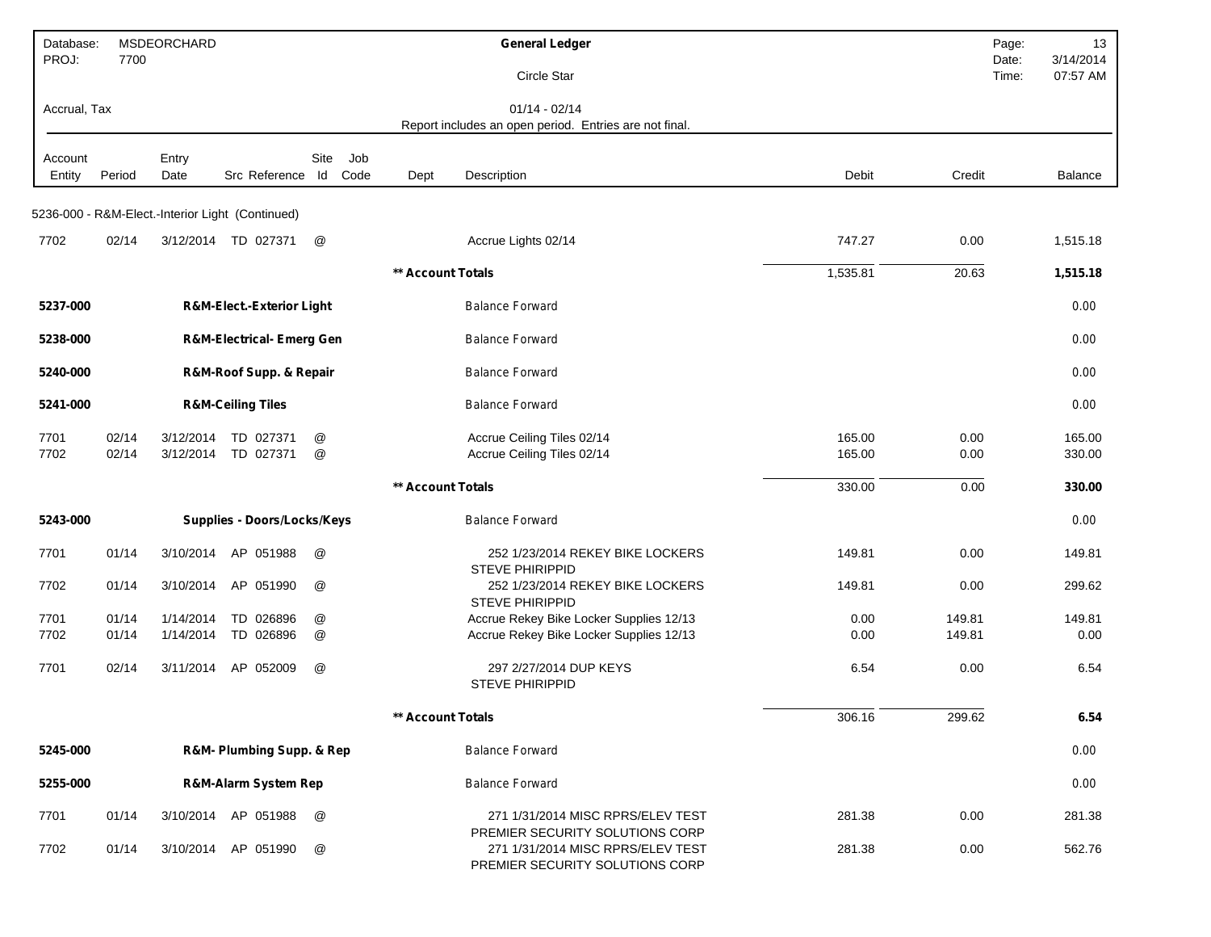| Database: MSDEORCHARD | General Ledger |
|---|---|
| PROJ: 7700 | Circle Star |
| Accrual, Tax | 01/14 - 02/14 |
| | Report includes an open period. Entries are not final. |

| Account Entity | Period | Entry Date | Src | Reference | Site Id | Job Code | Dept | Description | Debit | Credit | Balance |
|---|---|---|---|---|---|---|---|---|---|---|---|
| **5236-000 - R&M-Elect.-Interior Light (Continued)** | | | | | | | | | | | |
| 7702 | 02/14 | 3/12/2014 | TD | 027371 | @ | | | Accrue Lights 02/14 | 747.27 | 0.00 | 1,515.18 |
| | | | | | | | ** Account Totals | | 1,535.81 | 20.63 | **1,515.18** |
| **5237-000** | | | **R&M-Elect.-Exterior Light** | | | | | Balance Forward | | | 0.00 |
| **5238-000** | | | **R&M-Electrical- Emerg Gen** | | | | | Balance Forward | | | 0.00 |
| **5240-000** | | | **R&M-Roof Supp. & Repair** | | | | | Balance Forward | | | 0.00 |
| **5241-000** | | | **R&M-Ceiling Tiles** | | | | | Balance Forward | | | 0.00 |
| 7701 | 02/14 | 3/12/2014 | TD | 027371 | @ | | | Accrue Ceiling Tiles 02/14 | 165.00 | 0.00 | 165.00 |
| 7702 | 02/14 | 3/12/2014 | TD | 027371 | @ | | | Accrue Ceiling Tiles 02/14 | 165.00 | 0.00 | 330.00 |
| | | | | | | | ** Account Totals | | 330.00 | 0.00 | **330.00** |
| **5243-000** | | | **Supplies - Doors/Locks/Keys** | | | | | Balance Forward | | | 0.00 |
| 7701 | 01/14 | 3/10/2014 | AP | 051988 | @ | | | 252 1/23/2014 REKEY BIKE LOCKERS STEVE PHIRIPPID | 149.81 | 0.00 | 149.81 |
| 7702 | 01/14 | 3/10/2014 | AP | 051990 | @ | | | 252 1/23/2014 REKEY BIKE LOCKERS STEVE PHIRIPPID | 149.81 | 0.00 | 299.62 |
| 7701 | 01/14 | 1/14/2014 | TD | 026896 | @ | | | Accrue Rekey Bike Locker Supplies 12/13 | 0.00 | 149.81 | 149.81 |
| 7702 | 01/14 | 1/14/2014 | TD | 026896 | @ | | | Accrue Rekey Bike Locker Supplies 12/13 | 0.00 | 149.81 | 0.00 |
| 7701 | 02/14 | 3/11/2014 | AP | 052009 | @ | | | 297 2/27/2014 DUP KEYS STEVE PHIRIPPID | 6.54 | 0.00 | 6.54 |
| | | | | | | | ** Account Totals | | 306.16 | 299.62 | **6.54** |
| **5245-000** | | | **R&M- Plumbing Supp. & Rep** | | | | | Balance Forward | | | 0.00 |
| **5255-000** | | | **R&M-Alarm System Rep** | | | | | Balance Forward | | | 0.00 |
| 7701 | 01/14 | 3/10/2014 | AP | 051988 | @ | | | 271 1/31/2014 MISC RPRS/ELEV TEST PREMIER SECURITY SOLUTIONS CORP | 281.38 | 0.00 | 281.38 |
| 7702 | 01/14 | 3/10/2014 | AP | 051990 | @ | | | 271 1/31/2014 MISC RPRS/ELEV TEST PREMIER SECURITY SOLUTIONS CORP | 281.38 | 0.00 | 562.76 |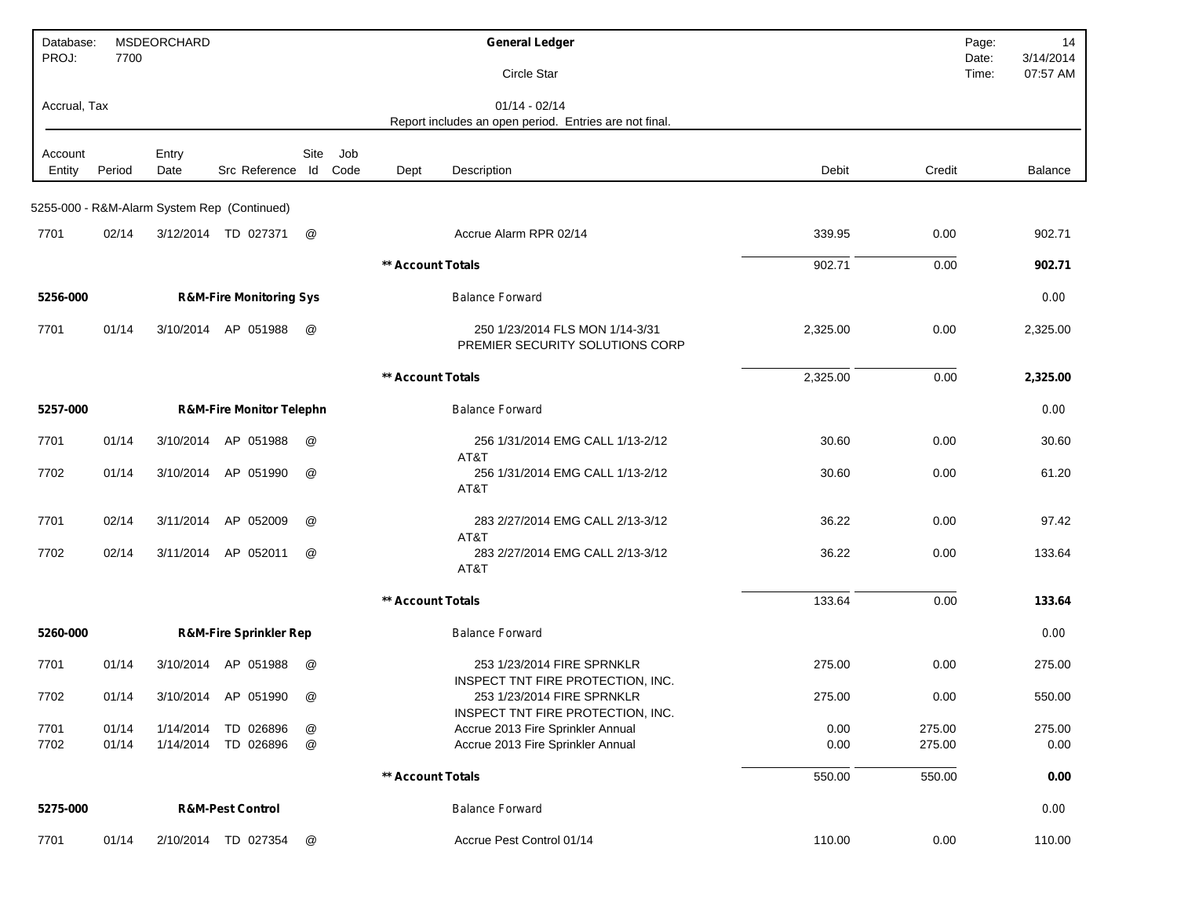| Database: | MSDEORCHARD | General Ledger | Page: | 14 |
|---|---|---|---|---|
| PROJ: | 7700 | | Date: | 3/14/2014 |
| | | Circle Star | Time: | 07:57 AM |
| Accrual, Tax | | 01/14 - 02/14 | | |
| | | Report includes an open period. Entries are not final. | | |

| Account Entity | Period | Entry Date | Src | Reference | Site Id | Job Code | Dept | Description | Debit | Credit | Balance |
|---|---|---|---|---|---|---|---|---|---|---|---|
| **5255-000 - R&M-Alarm System Rep (Continued)** | | | | | | | | | | | |
| 7701 | 02/14 | 3/12/2014 | TD | 027371 | @ | | | Accrue Alarm RPR 02/14 | 339.95 | 0.00 | 902.71 |
| | | | | | | | **\*\* Account Totals** | | 902.71 | 0.00 | **902.71** |
| **5256-000** | | | **R&M-Fire Monitoring Sys** | | | | | Balance Forward | | | 0.00 |
| 7701 | 01/14 | 3/10/2014 | AP | 051988 | @ | | | 250 1/23/2014 FLS MON 1/14-3/31 PREMIER SECURITY SOLUTIONS CORP | 2,325.00 | 0.00 | 2,325.00 |
| | | | | | | | **\*\* Account Totals** | | 2,325.00 | 0.00 | **2,325.00** |
| **5257-000** | | | **R&M-Fire Monitor Telephn** | | | | | Balance Forward | | | 0.00 |
| 7701 | 01/14 | 3/10/2014 | AP | 051988 | @ | | | 256 1/31/2014 EMG CALL 1/13-2/12 AT&T | 30.60 | 0.00 | 30.60 |
| 7702 | 01/14 | 3/10/2014 | AP | 051990 | @ | | | 256 1/31/2014 EMG CALL 1/13-2/12 AT&T | 30.60 | 0.00 | 61.20 |
| 7701 | 02/14 | 3/11/2014 | AP | 052009 | @ | | | 283 2/27/2014 EMG CALL 2/13-3/12 AT&T | 36.22 | 0.00 | 97.42 |
| 7702 | 02/14 | 3/11/2014 | AP | 052011 | @ | | | 283 2/27/2014 EMG CALL 2/13-3/12 AT&T | 36.22 | 0.00 | 133.64 |
| | | | | | | | **\*\* Account Totals** | | 133.64 | 0.00 | **133.64** |
| **5260-000** | | | **R&M-Fire Sprinkler Rep** | | | | | Balance Forward | | | 0.00 |
| 7701 | 01/14 | 3/10/2014 | AP | 051988 | @ | | | 253 1/23/2014 FIRE SPRNKLR INSPECT TNT FIRE PROTECTION, INC. | 275.00 | 0.00 | 275.00 |
| 7702 | 01/14 | 3/10/2014 | AP | 051990 | @ | | | 253 1/23/2014 FIRE SPRNKLR INSPECT TNT FIRE PROTECTION, INC. | 275.00 | 0.00 | 550.00 |
| 7701 | 01/14 | 1/14/2014 | TD | 026896 | @ | | | Accrue 2013 Fire Sprinkler Annual | 0.00 | 275.00 | 275.00 |
| 7702 | 01/14 | 1/14/2014 | TD | 026896 | @ | | | Accrue 2013 Fire Sprinkler Annual | 0.00 | 275.00 | 0.00 |
| | | | | | | | **\*\* Account Totals** | | 550.00 | 550.00 | **0.00** |
| **5275-000** | | | **R&M-Pest Control** | | | | | Balance Forward | | | 0.00 |
| 7701 | 01/14 | 2/10/2014 | TD | 027354 | @ | | | Accrue Pest Control 01/14 | 110.00 | 0.00 | 110.00 |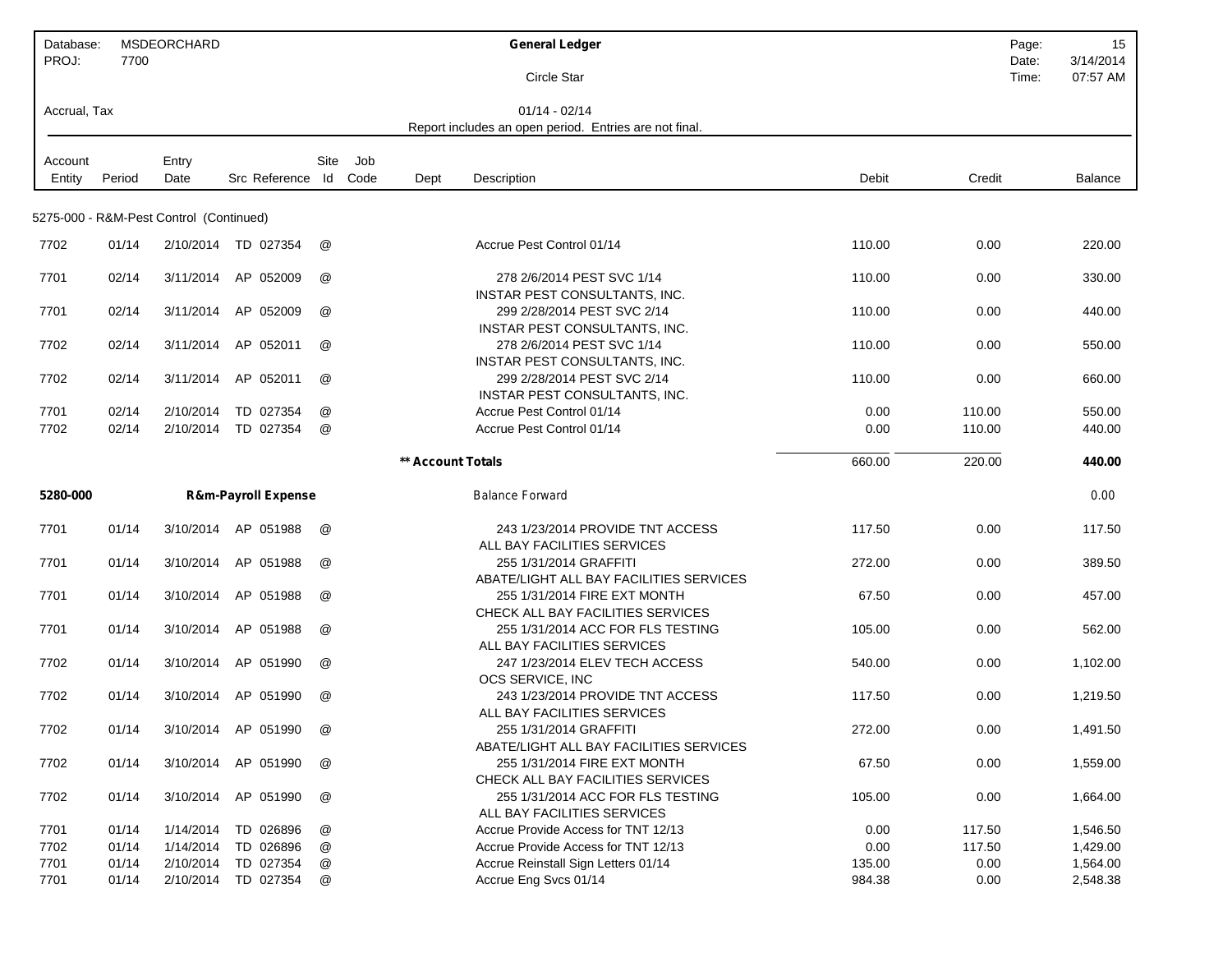| Database: | MSDEORCHARD | General Ledger | Page: | 15 |
|---|---|---|---|---|
| PROJ: | 7700 | Circle Star | Date: | 3/14/2014 |
| | | | Time: | 07:57 AM |
| Accrual, Tax | | 01/14 - 02/14 | | |
| | | Report includes an open period. Entries are not final. | | |

5275-000 - R&M-Pest Control (Continued)

| Account Entity | Period | Entry Date | Src Reference | Site Id | Job Code | Dept | Description | Debit | Credit | Balance |
|---|---|---|---|---|---|---|---|---|---|---|
| 7702 | 01/14 | 2/10/2014 | TD 027354 | @ | | | Accrue Pest Control 01/14 | 110.00 | 0.00 | 220.00 |
| 7701 | 02/14 | 3/11/2014 | AP 052009 | @ | | | 278 2/6/2014 PEST SVC 1/14 INSTAR PEST CONSULTANTS, INC. | 110.00 | 0.00 | 330.00 |
| 7701 | 02/14 | 3/11/2014 | AP 052009 | @ | | | 299 2/28/2014 PEST SVC 2/14 INSTAR PEST CONSULTANTS, INC. | 110.00 | 0.00 | 440.00 |
| 7702 | 02/14 | 3/11/2014 | AP 052011 | @ | | | 278 2/6/2014 PEST SVC 1/14 INSTAR PEST CONSULTANTS, INC. | 110.00 | 0.00 | 550.00 |
| 7702 | 02/14 | 3/11/2014 | AP 052011 | @ | | | 299 2/28/2014 PEST SVC 2/14 INSTAR PEST CONSULTANTS, INC. | 110.00 | 0.00 | 660.00 |
| 7701 | 02/14 | 2/10/2014 | TD 027354 | @ | | | Accrue Pest Control 01/14 | 0.00 | 110.00 | 550.00 |
| 7702 | 02/14 | 2/10/2014 | TD 027354 | @ | | | Accrue Pest Control 01/14 | 0.00 | 110.00 | 440.00 |
| | | | | | | **\*\* Account Totals** | | 660.00 | 220.00 | **440.00** |
| **5280-000** | | | **R&m-Payroll Expense** | | | | Balance Forward | | | 0.00 |
| 7701 | 01/14 | 3/10/2014 | AP 051988 | @ | | | 243 1/23/2014 PROVIDE TNT ACCESS ALL BAY FACILITIES SERVICES | 117.50 | 0.00 | 117.50 |
| 7701 | 01/14 | 3/10/2014 | AP 051988 | @ | | | 255 1/31/2014 GRAFFITI ABATE/LIGHT ALL BAY FACILITIES SERVICES | 272.00 | 0.00 | 389.50 |
| 7701 | 01/14 | 3/10/2014 | AP 051988 | @ | | | 255 1/31/2014 FIRE EXT MONTH CHECK ALL BAY FACILITIES SERVICES | 67.50 | 0.00 | 457.00 |
| 7701 | 01/14 | 3/10/2014 | AP 051988 | @ | | | 255 1/31/2014 ACC FOR FLS TESTING ALL BAY FACILITIES SERVICES | 105.00 | 0.00 | 562.00 |
| 7702 | 01/14 | 3/10/2014 | AP 051990 | @ | | | 247 1/23/2014 ELEV TECH ACCESS OCS SERVICE, INC | 540.00 | 0.00 | 1,102.00 |
| 7702 | 01/14 | 3/10/2014 | AP 051990 | @ | | | 243 1/23/2014 PROVIDE TNT ACCESS ALL BAY FACILITIES SERVICES | 117.50 | 0.00 | 1,219.50 |
| 7702 | 01/14 | 3/10/2014 | AP 051990 | @ | | | 255 1/31/2014 GRAFFITI ABATE/LIGHT ALL BAY FACILITIES SERVICES | 272.00 | 0.00 | 1,491.50 |
| 7702 | 01/14 | 3/10/2014 | AP 051990 | @ | | | 255 1/31/2014 FIRE EXT MONTH CHECK ALL BAY FACILITIES SERVICES | 67.50 | 0.00 | 1,559.00 |
| 7702 | 01/14 | 3/10/2014 | AP 051990 | @ | | | 255 1/31/2014 ACC FOR FLS TESTING ALL BAY FACILITIES SERVICES | 105.00 | 0.00 | 1,664.00 |
| 7701 | 01/14 | 1/14/2014 | TD 026896 | @ | | | Accrue Provide Access for TNT 12/13 | 0.00 | 117.50 | 1,546.50 |
| 7702 | 01/14 | 1/14/2014 | TD 026896 | @ | | | Accrue Provide Access for TNT 12/13 | 0.00 | 117.50 | 1,429.00 |
| 7701 | 01/14 | 2/10/2014 | TD 027354 | @ | | | Accrue Reinstall Sign Letters 01/14 | 135.00 | 0.00 | 1,564.00 |
| 7701 | 01/14 | 2/10/2014 | TD 027354 | @ | | | Accrue Eng Svcs 01/14 | 984.38 | 0.00 | 2,548.38 |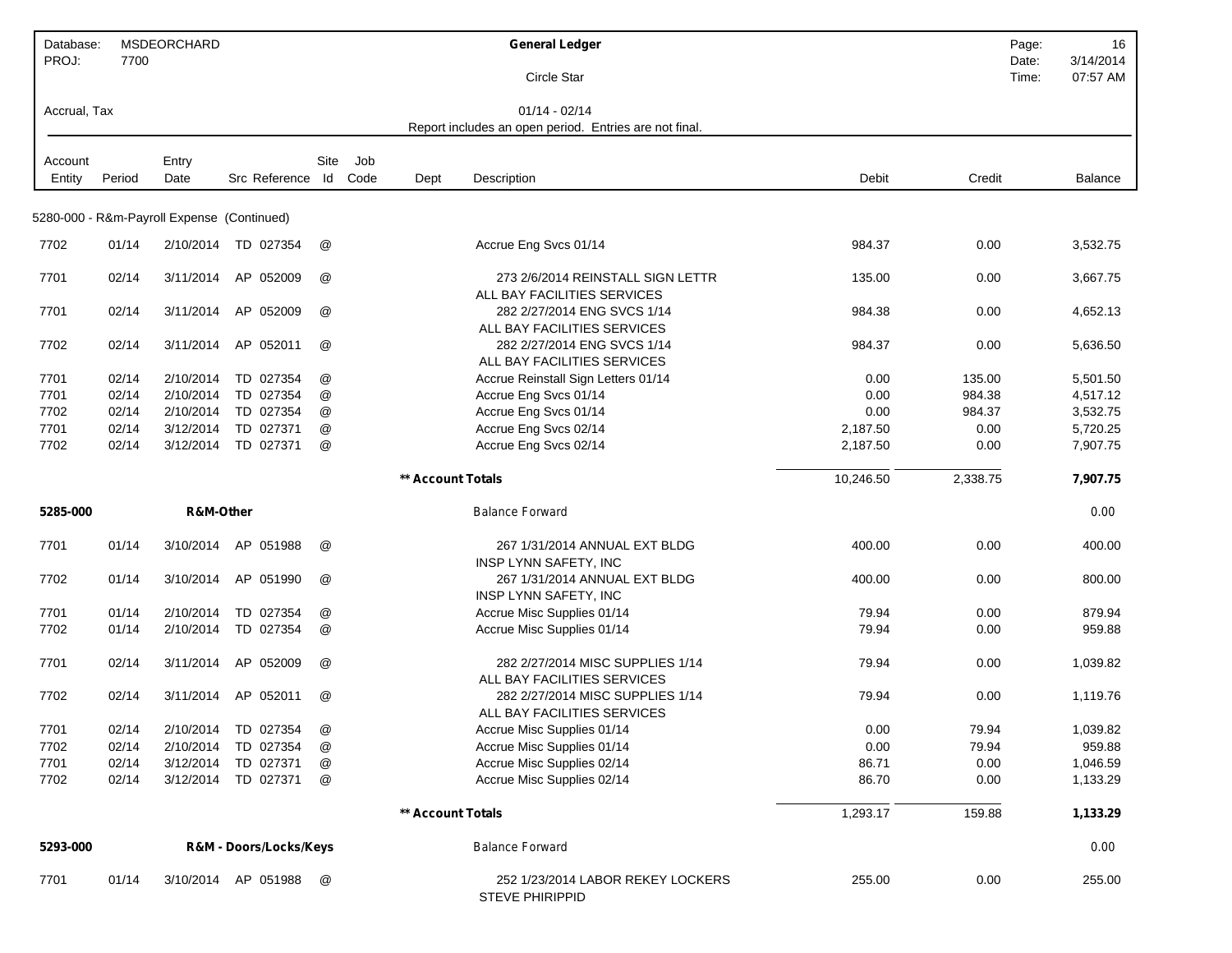| Database: | MSDEORCHARD | General Ledger | Page: | 16 |
|---|---|---|---|---|
| PROJ: | 7700 | Circle Star | Date: | 3/14/2014 |
| | | | Time: | 07:57 AM |
| Accrual, Tax | | 01/14 - 02/14 | | |
| | | Report includes an open period. Entries are not final. | | |

| Account Entity | Period | Entry Date | Src Reference | Site Id | Job Code | Dept | Description | Debit | Credit | Balance |
|---|---|---|---|---|---|---|---|---|---|---|
| **5280-000 - R&m-Payroll Expense (Continued)** | | | | | | | | | | |
| 7702 | 01/14 | 2/10/2014 | TD 027354 | @ | | | Accrue Eng Svcs 01/14 | 984.37 | 0.00 | 3,532.75 |
| 7701 | 02/14 | 3/11/2014 | AP 052009 | @ | | | 273 2/6/2014 REINSTALL SIGN LETTR ALL BAY FACILITIES SERVICES | 135.00 | 0.00 | 3,667.75 |
| 7701 | 02/14 | 3/11/2014 | AP 052009 | @ | | | 282 2/27/2014 ENG SVCS 1/14 ALL BAY FACILITIES SERVICES | 984.38 | 0.00 | 4,652.13 |
| 7702 | 02/14 | 3/11/2014 | AP 052011 | @ | | | 282 2/27/2014 ENG SVCS 1/14 ALL BAY FACILITIES SERVICES | 984.37 | 0.00 | 5,636.50 |
| 7701 | 02/14 | 2/10/2014 | TD 027354 | @ | | | Accrue Reinstall Sign Letters 01/14 | 0.00 | 135.00 | 5,501.50 |
| 7701 | 02/14 | 2/10/2014 | TD 027354 | @ | | | Accrue Eng Svcs 01/14 | 0.00 | 984.38 | 4,517.12 |
| 7702 | 02/14 | 2/10/2014 | TD 027354 | @ | | | Accrue Eng Svcs 01/14 | 0.00 | 984.37 | 3,532.75 |
| 7701 | 02/14 | 3/12/2014 | TD 027371 | @ | | | Accrue Eng Svcs 02/14 | 2,187.50 | 0.00 | 5,720.25 |
| 7702 | 02/14 | 3/12/2014 | TD 027371 | @ | | | Accrue Eng Svcs 02/14 | 2,187.50 | 0.00 | 7,907.75 |
| | | | | | | **\*\* Account Totals** | | 10,246.50 | 2,338.75 | **7,907.75** |
| **5285-000** | | **R&M-Other** | | | | | Balance Forward | | | 0.00 |
| 7701 | 01/14 | 3/10/2014 | AP 051988 | @ | | | 267 1/31/2014 ANNUAL EXT BLDG INSP LYNN SAFETY, INC | 400.00 | 0.00 | 400.00 |
| 7702 | 01/14 | 3/10/2014 | AP 051990 | @ | | | 267 1/31/2014 ANNUAL EXT BLDG INSP LYNN SAFETY, INC | 400.00 | 0.00 | 800.00 |
| 7701 | 01/14 | 2/10/2014 | TD 027354 | @ | | | Accrue Misc Supplies 01/14 | 79.94 | 0.00 | 879.94 |
| 7702 | 01/14 | 2/10/2014 | TD 027354 | @ | | | Accrue Misc Supplies 01/14 | 79.94 | 0.00 | 959.88 |
| 7701 | 02/14 | 3/11/2014 | AP 052009 | @ | | | 282 2/27/2014 MISC SUPPLIES 1/14 ALL BAY FACILITIES SERVICES | 79.94 | 0.00 | 1,039.82 |
| 7702 | 02/14 | 3/11/2014 | AP 052011 | @ | | | 282 2/27/2014 MISC SUPPLIES 1/14 ALL BAY FACILITIES SERVICES | 79.94 | 0.00 | 1,119.76 |
| 7701 | 02/14 | 2/10/2014 | TD 027354 | @ | | | Accrue Misc Supplies 01/14 | 0.00 | 79.94 | 1,039.82 |
| 7702 | 02/14 | 2/10/2014 | TD 027354 | @ | | | Accrue Misc Supplies 01/14 | 0.00 | 79.94 | 959.88 |
| 7701 | 02/14 | 3/12/2014 | TD 027371 | @ | | | Accrue Misc Supplies 02/14 | 86.71 | 0.00 | 1,046.59 |
| 7702 | 02/14 | 3/12/2014 | TD 027371 | @ | | | Accrue Misc Supplies 02/14 | 86.70 | 0.00 | 1,133.29 |
| | | | | | | **\*\* Account Totals** | | 1,293.17 | 159.88 | **1,133.29** |
| **5293-000** | | | **R&M - Doors/Locks/Keys** | | | | Balance Forward | | | 0.00 |
| 7701 | 01/14 | 3/10/2014 | AP 051988 | @ | | | 252 1/23/2014 LABOR REKEY LOCKERS STEVE PHIRIPPID | 255.00 | 0.00 | 255.00 |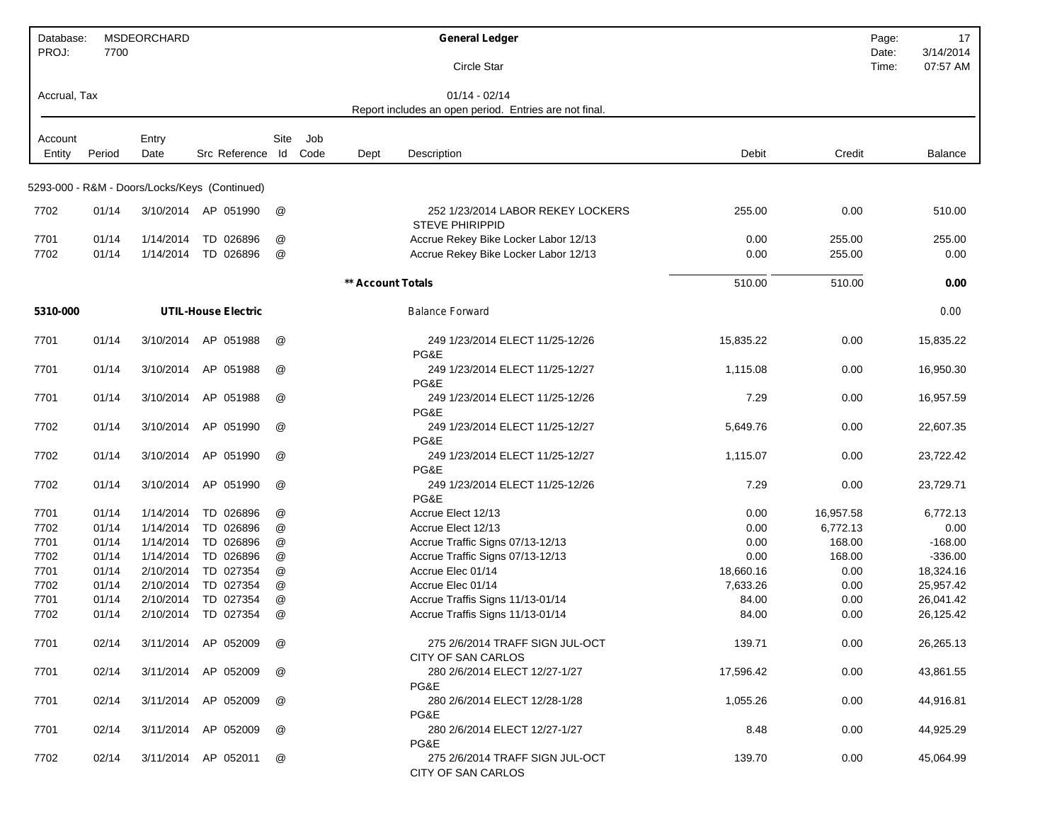| Database: | MSDEORCHARD | General Ledger | Page: | 17 |
|---|---|---|---|---|
| PROJ: | 7700 | Circle Star | Date: | 3/14/2014 |
| | | | Time: | 07:57 AM |
| Accrual, Tax | | 01/14 - 02/14 | | |
| | | Report includes an open period. Entries are not final. | | |

| Account Entity | Period | Entry Date | Src | Reference | Site Id | Job Code | Dept | Description | Debit | Credit | Balance |
|---|---|---|---|---|---|---|---|---|---|---|---|
| 5293-000 - R&M - Doors/Locks/Keys (Continued) | | | | | | | | | | | |
| 7702 | 01/14 | 3/10/2014 | AP | 051990 | @ | | | 252 1/23/2014 LABOR REKEY LOCKERS STEVE PHIRIPPID | 255.00 | 0.00 | 510.00 |
| 7701 | 01/14 | 1/14/2014 | TD | 026896 | @ | | | Accrue Rekey Bike Locker Labor 12/13 | 0.00 | 255.00 | 255.00 |
| 7702 | 01/14 | 1/14/2014 | TD | 026896 | @ | | | Accrue Rekey Bike Locker Labor 12/13 | 0.00 | 255.00 | 0.00 |
| | | | | | | | ** Account Totals | | 510.00 | 510.00 | **0.00** |
| **5310-000** | | **UTIL-House Electric** | | | | | | Balance Forward | | | 0.00 |
| 7701 | 01/14 | 3/10/2014 | AP | 051988 | @ | | | 249 1/23/2014 ELECT 11/25-12/26 PG&E | 15,835.22 | 0.00 | 15,835.22 |
| 7701 | 01/14 | 3/10/2014 | AP | 051988 | @ | | | 249 1/23/2014 ELECT 11/25-12/27 PG&E | 1,115.08 | 0.00 | 16,950.30 |
| 7701 | 01/14 | 3/10/2014 | AP | 051988 | @ | | | 249 1/23/2014 ELECT 11/25-12/26 PG&E | 7.29 | 0.00 | 16,957.59 |
| 7702 | 01/14 | 3/10/2014 | AP | 051990 | @ | | | 249 1/23/2014 ELECT 11/25-12/27 PG&E | 5,649.76 | 0.00 | 22,607.35 |
| 7702 | 01/14 | 3/10/2014 | AP | 051990 | @ | | | 249 1/23/2014 ELECT 11/25-12/27 PG&E | 1,115.07 | 0.00 | 23,722.42 |
| 7702 | 01/14 | 3/10/2014 | AP | 051990 | @ | | | 249 1/23/2014 ELECT 11/25-12/26 PG&E | 7.29 | 0.00 | 23,729.71 |
| 7701 | 01/14 | 1/14/2014 | TD | 026896 | @ | | | Accrue Elect 12/13 | 0.00 | 16,957.58 | 6,772.13 |
| 7702 | 01/14 | 1/14/2014 | TD | 026896 | @ | | | Accrue Elect 12/13 | 0.00 | 6,772.13 | 0.00 |
| 7701 | 01/14 | 1/14/2014 | TD | 026896 | @ | | | Accrue Traffic Signs 07/13-12/13 | 0.00 | 168.00 | -168.00 |
| 7702 | 01/14 | 1/14/2014 | TD | 026896 | @ | | | Accrue Traffic Signs 07/13-12/13 | 0.00 | 168.00 | -336.00 |
| 7701 | 01/14 | 2/10/2014 | TD | 027354 | @ | | | Accrue Elec 01/14 | 18,660.16 | 0.00 | 18,324.16 |
| 7702 | 01/14 | 2/10/2014 | TD | 027354 | @ | | | Accrue Elec 01/14 | 7,633.26 | 0.00 | 25,957.42 |
| 7701 | 01/14 | 2/10/2014 | TD | 027354 | @ | | | Accrue Traffis Signs 11/13-01/14 | 84.00 | 0.00 | 26,041.42 |
| 7702 | 01/14 | 2/10/2014 | TD | 027354 | @ | | | Accrue Traffis Signs 11/13-01/14 | 84.00 | 0.00 | 26,125.42 |
| 7701 | 02/14 | 3/11/2014 | AP | 052009 | @ | | | 275 2/6/2014 TRAFF SIGN JUL-OCT CITY OF SAN CARLOS | 139.71 | 0.00 | 26,265.13 |
| 7701 | 02/14 | 3/11/2014 | AP | 052009 | @ | | | 280 2/6/2014 ELECT 12/27-1/27 PG&E | 17,596.42 | 0.00 | 43,861.55 |
| 7701 | 02/14 | 3/11/2014 | AP | 052009 | @ | | | 280 2/6/2014 ELECT 12/28-1/28 PG&E | 1,055.26 | 0.00 | 44,916.81 |
| 7701 | 02/14 | 3/11/2014 | AP | 052009 | @ | | | 280 2/6/2014 ELECT 12/27-1/27 PG&E | 8.48 | 0.00 | 44,925.29 |
| 7702 | 02/14 | 3/11/2014 | AP | 052011 | @ | | | 275 2/6/2014 TRAFF SIGN JUL-OCT CITY OF SAN CARLOS | 139.70 | 0.00 | 45,064.99 |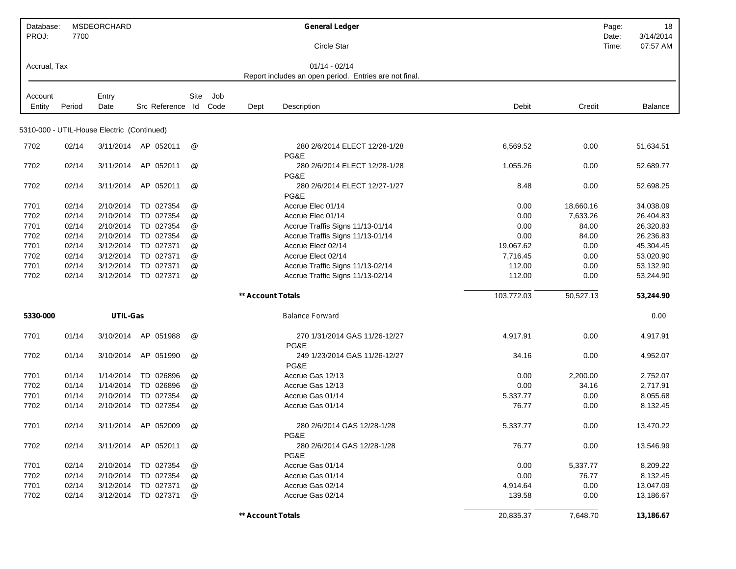| Database: MSDEORCHARD | General Ledger | Page: 18 |
|---|---|---|
| PROJ: 7700 | Circle Star | Date: 3/14/2014 |
| | | Time: 07:57 AM |
| Accrual, Tax | 01/14 - 02/14 | |
| | Report includes an open period. Entries are not final. | |

| Account Entity | Period | Entry Date | Src Reference | Site Id | Job Code | Dept | Description | Debit | Credit | Balance |
|---|---|---|---|---|---|---|---|---|---|---|
| **5310-000 - UTIL-House Electric (Continued)** | | | | | | | | | | |
| 7702 | 02/14 | 3/11/2014 | AP 052011 | @ | | | 280 2/6/2014 ELECT 12/28-1/28 PG&E | 6,569.52 | 0.00 | 51,634.51 |
| 7702 | 02/14 | 3/11/2014 | AP 052011 | @ | | | 280 2/6/2014 ELECT 12/28-1/28 PG&E | 1,055.26 | 0.00 | 52,689.77 |
| 7702 | 02/14 | 3/11/2014 | AP 052011 | @ | | | 280 2/6/2014 ELECT 12/27-1/27 PG&E | 8.48 | 0.00 | 52,698.25 |
| 7701 | 02/14 | 2/10/2014 | TD 027354 | @ | | | Accrue Elec 01/14 | 0.00 | 18,660.16 | 34,038.09 |
| 7702 | 02/14 | 2/10/2014 | TD 027354 | @ | | | Accrue Elec 01/14 | 0.00 | 7,633.26 | 26,404.83 |
| 7701 | 02/14 | 2/10/2014 | TD 027354 | @ | | | Accrue Traffis Signs 11/13-01/14 | 0.00 | 84.00 | 26,320.83 |
| 7702 | 02/14 | 2/10/2014 | TD 027354 | @ | | | Accrue Traffis Signs 11/13-01/14 | 0.00 | 84.00 | 26,236.83 |
| 7701 | 02/14 | 3/12/2014 | TD 027371 | @ | | | Accrue Elect 02/14 | 19,067.62 | 0.00 | 45,304.45 |
| 7702 | 02/14 | 3/12/2014 | TD 027371 | @ | | | Accrue Elect 02/14 | 7,716.45 | 0.00 | 53,020.90 |
| 7701 | 02/14 | 3/12/2014 | TD 027371 | @ | | | Accrue Traffic Signs 11/13-02/14 | 112.00 | 0.00 | 53,132.90 |
| 7702 | 02/14 | 3/12/2014 | TD 027371 | @ | | | Accrue Traffic Signs 11/13-02/14 | 112.00 | 0.00 | 53,244.90 |
| | | | | | | **** Account Totals** | | 103,772.03 | 50,527.13 | **53,244.90** |
| **5330-000** | | **UTIL-Gas** | | | | | Balance Forward | | | 0.00 |
| 7701 | 01/14 | 3/10/2014 | AP 051988 | @ | | | 270 1/31/2014 GAS 11/26-12/27 PG&E | 4,917.91 | 0.00 | 4,917.91 |
| 7702 | 01/14 | 3/10/2014 | AP 051990 | @ | | | 249 1/23/2014 GAS 11/26-12/27 PG&E | 34.16 | 0.00 | 4,952.07 |
| 7701 | 01/14 | 1/14/2014 | TD 026896 | @ | | | Accrue Gas 12/13 | 0.00 | 2,200.00 | 2,752.07 |
| 7702 | 01/14 | 1/14/2014 | TD 026896 | @ | | | Accrue Gas 12/13 | 0.00 | 34.16 | 2,717.91 |
| 7701 | 01/14 | 2/10/2014 | TD 027354 | @ | | | Accrue Gas 01/14 | 5,337.77 | 0.00 | 8,055.68 |
| 7702 | 01/14 | 2/10/2014 | TD 027354 | @ | | | Accrue Gas 01/14 | 76.77 | 0.00 | 8,132.45 |
| 7701 | 02/14 | 3/11/2014 | AP 052009 | @ | | | 280 2/6/2014 GAS 12/28-1/28 PG&E | 5,337.77 | 0.00 | 13,470.22 |
| 7702 | 02/14 | 3/11/2014 | AP 052011 | @ | | | 280 2/6/2014 GAS 12/28-1/28 PG&E | 76.77 | 0.00 | 13,546.99 |
| 7701 | 02/14 | 2/10/2014 | TD 027354 | @ | | | Accrue Gas 01/14 | 0.00 | 5,337.77 | 8,209.22 |
| 7702 | 02/14 | 2/10/2014 | TD 027354 | @ | | | Accrue Gas 01/14 | 0.00 | 76.77 | 8,132.45 |
| 7701 | 02/14 | 3/12/2014 | TD 027371 | @ | | | Accrue Gas 02/14 | 4,914.64 | 0.00 | 13,047.09 |
| 7702 | 02/14 | 3/12/2014 | TD 027371 | @ | | | Accrue Gas 02/14 | 139.58 | 0.00 | 13,186.67 |
| | | | | | | **** Account Totals** | | 20,835.37 | 7,648.70 | **13,186.67** |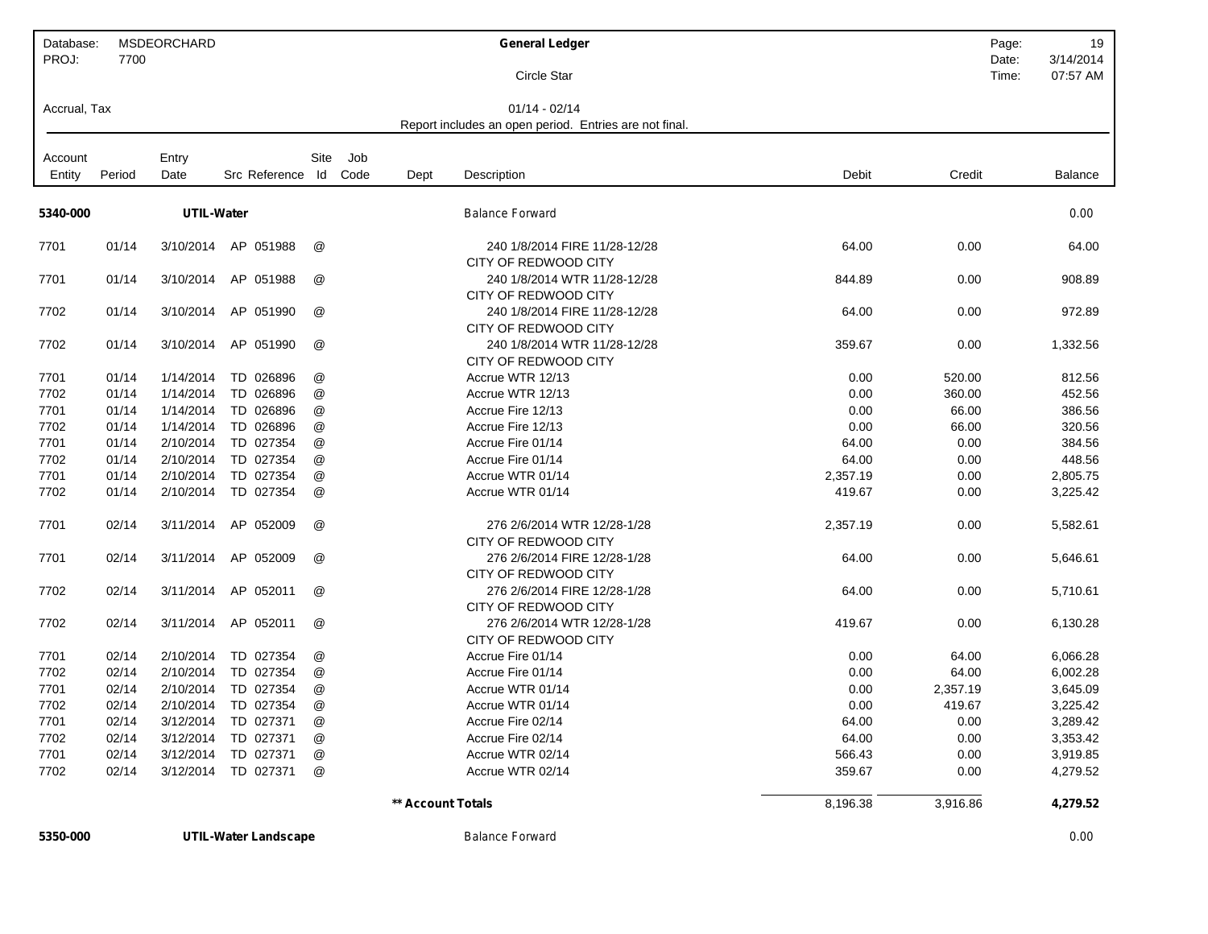Database: MSDEORCHARD
PROJ: 7700

**General Ledger**

Circle Star

Accrual, Tax

01/14 - 02/14

Report includes an open period. Entries are not final.

| Account Entity | Period | Entry Date | Src Reference | Site Id | Job Code | Dept | Description | Debit | Credit | Balance |
|---|---|---|---|---|---|---|---|---|---|---|
| **5340-000** | | **UTIL-Water** | | | | | Balance Forward | | | 0.00 |
| 7701 | 01/14 | 3/10/2014 | AP 051988 | @ | | | 240 1/8/2014 FIRE 11/28-12/28 CITY OF REDWOOD CITY | 64.00 | 0.00 | 64.00 |
| 7701 | 01/14 | 3/10/2014 | AP 051988 | @ | | | 240 1/8/2014 WTR 11/28-12/28 CITY OF REDWOOD CITY | 844.89 | 0.00 | 908.89 |
| 7702 | 01/14 | 3/10/2014 | AP 051990 | @ | | | 240 1/8/2014 FIRE 11/28-12/28 CITY OF REDWOOD CITY | 64.00 | 0.00 | 972.89 |
| 7702 | 01/14 | 3/10/2014 | AP 051990 | @ | | | 240 1/8/2014 WTR 11/28-12/28 CITY OF REDWOOD CITY | 359.67 | 0.00 | 1,332.56 |
| 7701 | 01/14 | 1/14/2014 | TD 026896 | @ | | | Accrue WTR 12/13 | 0.00 | 520.00 | 812.56 |
| 7702 | 01/14 | 1/14/2014 | TD 026896 | @ | | | Accrue WTR 12/13 | 0.00 | 360.00 | 452.56 |
| 7701 | 01/14 | 1/14/2014 | TD 026896 | @ | | | Accrue Fire 12/13 | 0.00 | 66.00 | 386.56 |
| 7702 | 01/14 | 1/14/2014 | TD 026896 | @ | | | Accrue Fire 12/13 | 0.00 | 66.00 | 320.56 |
| 7701 | 01/14 | 2/10/2014 | TD 027354 | @ | | | Accrue Fire 01/14 | 64.00 | 0.00 | 384.56 |
| 7702 | 01/14 | 2/10/2014 | TD 027354 | @ | | | Accrue Fire 01/14 | 64.00 | 0.00 | 448.56 |
| 7701 | 01/14 | 2/10/2014 | TD 027354 | @ | | | Accrue WTR 01/14 | 2,357.19 | 0.00 | 2,805.75 |
| 7702 | 01/14 | 2/10/2014 | TD 027354 | @ | | | Accrue WTR 01/14 | 419.67 | 0.00 | 3,225.42 |
| 7701 | 02/14 | 3/11/2014 | AP 052009 | @ | | | 276 2/6/2014 WTR 12/28-1/28 CITY OF REDWOOD CITY | 2,357.19 | 0.00 | 5,582.61 |
| 7701 | 02/14 | 3/11/2014 | AP 052009 | @ | | | 276 2/6/2014 FIRE 12/28-1/28 CITY OF REDWOOD CITY | 64.00 | 0.00 | 5,646.61 |
| 7702 | 02/14 | 3/11/2014 | AP 052011 | @ | | | 276 2/6/2014 FIRE 12/28-1/28 CITY OF REDWOOD CITY | 64.00 | 0.00 | 5,710.61 |
| 7702 | 02/14 | 3/11/2014 | AP 052011 | @ | | | 276 2/6/2014 WTR 12/28-1/28 CITY OF REDWOOD CITY | 419.67 | 0.00 | 6,130.28 |
| 7701 | 02/14 | 2/10/2014 | TD 027354 | @ | | | Accrue Fire 01/14 | 0.00 | 64.00 | 6,066.28 |
| 7702 | 02/14 | 2/10/2014 | TD 027354 | @ | | | Accrue Fire 01/14 | 0.00 | 64.00 | 6,002.28 |
| 7701 | 02/14 | 2/10/2014 | TD 027354 | @ | | | Accrue WTR 01/14 | 0.00 | 2,357.19 | 3,645.09 |
| 7702 | 02/14 | 2/10/2014 | TD 027354 | @ | | | Accrue WTR 01/14 | 0.00 | 419.67 | 3,225.42 |
| 7701 | 02/14 | 3/12/2014 | TD 027371 | @ | | | Accrue Fire 02/14 | 64.00 | 0.00 | 3,289.42 |
| 7702 | 02/14 | 3/12/2014 | TD 027371 | @ | | | Accrue Fire 02/14 | 64.00 | 0.00 | 3,353.42 |
| 7701 | 02/14 | 3/12/2014 | TD 027371 | @ | | | Accrue WTR 02/14 | 566.43 | 0.00 | 3,919.85 |
| 7702 | 02/14 | 3/12/2014 | TD 027371 | @ | | | Accrue WTR 02/14 | 359.67 | 0.00 | 4,279.52 |
| | | | | | | **** Account Totals** | | 8,196.38 | 3,916.86 | **4,279.52** |
| **5350-000** | | **UTIL-Water Landscape** | | | | | Balance Forward | | | 0.00 |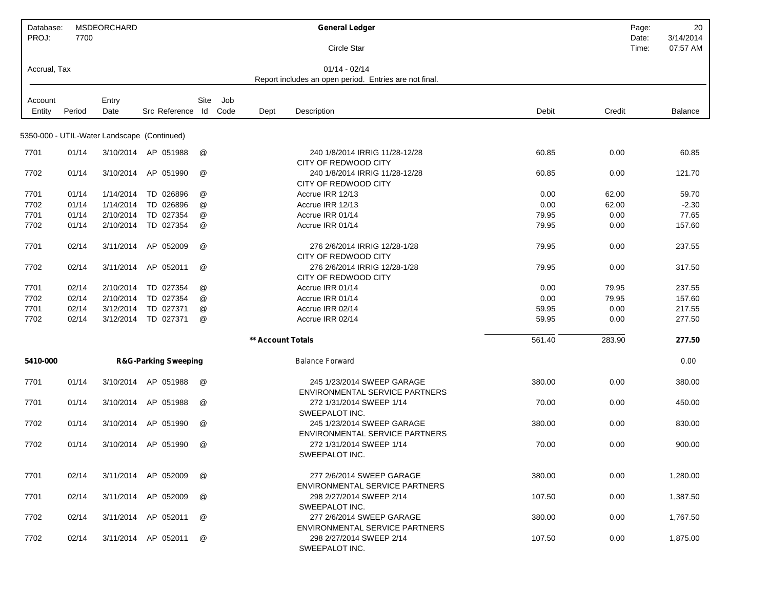Database: MSDEORCHARD
PROJ: 7700

**General Ledger**

Circle Star

Date: 3/14/2014
Time: 07:57 AM

Accrual, Tax

01/14 - 02/14

Report includes an open period. Entries are not final.

| Account Entity | Period | Entry Date | Src | Reference | Site Id | Job Code | Dept | Description | Debit | Credit | Balance |
|---|---|---|---|---|---|---|---|---|---|---|---|
| 5350-000 - UTIL-Water Landscape (Continued) | | | | | | | | | | | |
| 7701 | 01/14 | 3/10/2014 | AP | 051988 | @ | | | 240 1/8/2014 IRRIG 11/28-12/28 CITY OF REDWOOD CITY | 60.85 | 0.00 | 60.85 |
| 7702 | 01/14 | 3/10/2014 | AP | 051990 | @ | | | 240 1/8/2014 IRRIG 11/28-12/28 CITY OF REDWOOD CITY | 60.85 | 0.00 | 121.70 |
| 7701 | 01/14 | 1/14/2014 | TD | 026896 | @ | | | Accrue IRR 12/13 | 0.00 | 62.00 | 59.70 |
| 7702 | 01/14 | 1/14/2014 | TD | 026896 | @ | | | Accrue IRR 12/13 | 0.00 | 62.00 | -2.30 |
| 7701 | 01/14 | 2/10/2014 | TD | 027354 | @ | | | Accrue IRR 01/14 | 79.95 | 0.00 | 77.65 |
| 7702 | 01/14 | 2/10/2014 | TD | 027354 | @ | | | Accrue IRR 01/14 | 79.95 | 0.00 | 157.60 |
| 7701 | 02/14 | 3/11/2014 | AP | 052009 | @ | | | 276 2/6/2014 IRRIG 12/28-1/28 CITY OF REDWOOD CITY | 79.95 | 0.00 | 237.55 |
| 7702 | 02/14 | 3/11/2014 | AP | 052011 | @ | | | 276 2/6/2014 IRRIG 12/28-1/28 CITY OF REDWOOD CITY | 79.95 | 0.00 | 317.50 |
| 7701 | 02/14 | 2/10/2014 | TD | 027354 | @ | | | Accrue IRR 01/14 | 0.00 | 79.95 | 237.55 |
| 7702 | 02/14 | 2/10/2014 | TD | 027354 | @ | | | Accrue IRR 01/14 | 0.00 | 79.95 | 157.60 |
| 7701 | 02/14 | 3/12/2014 | TD | 027371 | @ | | | Accrue IRR 02/14 | 59.95 | 0.00 | 217.55 |
| 7702 | 02/14 | 3/12/2014 | TD | 027371 | @ | | | Accrue IRR 02/14 | 59.95 | 0.00 | 277.50 |
| | | | | | | | ** Account Totals | | 561.40 | 283.90 | **277.50** |
| **5410-000** | | | **R&G-Parking Sweeping** | | | | | Balance Forward | | | 0.00 |
| 7701 | 01/14 | 3/10/2014 | AP | 051988 | @ | | | 245 1/23/2014 SWEEP GARAGE ENVIRONMENTAL SERVICE PARTNERS | 380.00 | 0.00 | 380.00 |
| 7701 | 01/14 | 3/10/2014 | AP | 051988 | @ | | | 272 1/31/2014 SWEEP 1/14 SWEEPALOT INC. | 70.00 | 0.00 | 450.00 |
| 7702 | 01/14 | 3/10/2014 | AP | 051990 | @ | | | 245 1/23/2014 SWEEP GARAGE ENVIRONMENTAL SERVICE PARTNERS | 380.00 | 0.00 | 830.00 |
| 7702 | 01/14 | 3/10/2014 | AP | 051990 | @ | | | 272 1/31/2014 SWEEP 1/14 SWEEPALOT INC. | 70.00 | 0.00 | 900.00 |
| 7701 | 02/14 | 3/11/2014 | AP | 052009 | @ | | | 277 2/6/2014 SWEEP GARAGE ENVIRONMENTAL SERVICE PARTNERS | 380.00 | 0.00 | 1,280.00 |
| 7701 | 02/14 | 3/11/2014 | AP | 052009 | @ | | | 298 2/27/2014 SWEEP 2/14 SWEEPALOT INC. | 107.50 | 0.00 | 1,387.50 |
| 7702 | 02/14 | 3/11/2014 | AP | 052011 | @ | | | 277 2/6/2014 SWEEP GARAGE ENVIRONMENTAL SERVICE PARTNERS | 380.00 | 0.00 | 1,767.50 |
| 7702 | 02/14 | 3/11/2014 | AP | 052011 | @ | | | 298 2/27/2014 SWEEP 2/14 SWEEPALOT INC. | 107.50 | 0.00 | 1,875.00 |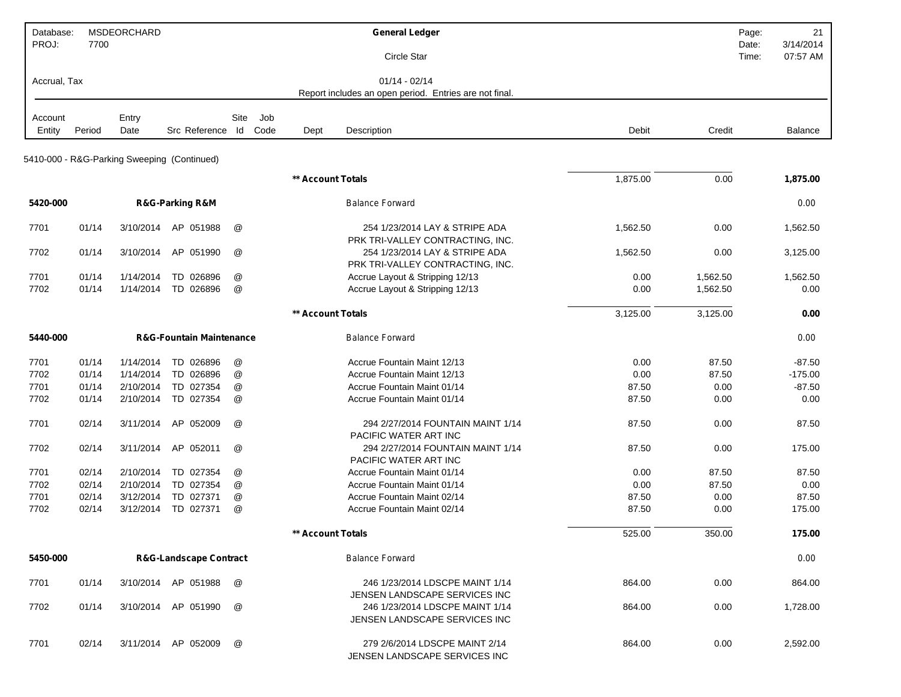| Database: | MSDEORCHARD | General Ledger | Page: | 21 |
|---|---|---|---|---|
| PROJ: | 7700 | Circle Star | Date: | 3/14/2014 |
| | | | Time: | 07:57 AM |

Accrual, Tax

01/14 - 02/14

Report includes an open period. Entries are not final.

| Account Entity | Period | Entry Date | Src | Reference | Site Id | Job Code | Dept | Description | Debit | Credit | Balance |
|---|---|---|---|---|---|---|---|---|---|---|---|
| **5410-000 - R&G-Parking Sweeping (Continued)** | | | | | | | | | | | |
| | | | | | | | | **\*\* Account Totals** | 1,875.00 | 0.00 | **1,875.00** |
| **5420-000** | | **R&G-Parking R&M** | | | | | | Balance Forward | | | 0.00 |
| 7701 | 01/14 | 3/10/2014 | AP | 051988 | @ | | | 254 1/23/2014 LAY & STRIPE ADA PRK TRI-VALLEY CONTRACTING, INC. | 1,562.50 | 0.00 | 1,562.50 |
| 7702 | 01/14 | 3/10/2014 | AP | 051990 | @ | | | 254 1/23/2014 LAY & STRIPE ADA PRK TRI-VALLEY CONTRACTING, INC. | 1,562.50 | 0.00 | 3,125.00 |
| 7701 | 01/14 | 1/14/2014 | TD | 026896 | @ | | | Accrue Layout & Stripping 12/13 | 0.00 | 1,562.50 | 1,562.50 |
| 7702 | 01/14 | 1/14/2014 | TD | 026896 | @ | | | Accrue Layout & Stripping 12/13 | 0.00 | 1,562.50 | 0.00 |
| | | | | | | | | **\*\* Account Totals** | 3,125.00 | 3,125.00 | **0.00** |
| **5440-000** | | **R&G-Fountain Maintenance** | | | | | | Balance Forward | | | 0.00 |
| 7701 | 01/14 | 1/14/2014 | TD | 026896 | @ | | | Accrue Fountain Maint 12/13 | 0.00 | 87.50 | -87.50 |
| 7702 | 01/14 | 1/14/2014 | TD | 026896 | @ | | | Accrue Fountain Maint 12/13 | 0.00 | 87.50 | -175.00 |
| 7701 | 01/14 | 2/10/2014 | TD | 027354 | @ | | | Accrue Fountain Maint 01/14 | 87.50 | 0.00 | -87.50 |
| 7702 | 01/14 | 2/10/2014 | TD | 027354 | @ | | | Accrue Fountain Maint 01/14 | 87.50 | 0.00 | 0.00 |
| 7701 | 02/14 | 3/11/2014 | AP | 052009 | @ | | | 294 2/27/2014 FOUNTAIN MAINT 1/14 PACIFIC WATER ART INC | 87.50 | 0.00 | 87.50 |
| 7702 | 02/14 | 3/11/2014 | AP | 052011 | @ | | | 294 2/27/2014 FOUNTAIN MAINT 1/14 PACIFIC WATER ART INC | 87.50 | 0.00 | 175.00 |
| 7701 | 02/14 | 2/10/2014 | TD | 027354 | @ | | | Accrue Fountain Maint 01/14 | 0.00 | 87.50 | 87.50 |
| 7702 | 02/14 | 2/10/2014 | TD | 027354 | @ | | | Accrue Fountain Maint 01/14 | 0.00 | 87.50 | 0.00 |
| 7701 | 02/14 | 3/12/2014 | TD | 027371 | @ | | | Accrue Fountain Maint 02/14 | 87.50 | 0.00 | 87.50 |
| 7702 | 02/14 | 3/12/2014 | TD | 027371 | @ | | | Accrue Fountain Maint 02/14 | 87.50 | 0.00 | 175.00 |
| | | | | | | | | **\*\* Account Totals** | 525.00 | 350.00 | **175.00** |
| **5450-000** | | **R&G-Landscape Contract** | | | | | | Balance Forward | | | 0.00 |
| 7701 | 01/14 | 3/10/2014 | AP | 051988 | @ | | | 246 1/23/2014 LDSCPE MAINT 1/14 JENSEN LANDSCAPE SERVICES INC | 864.00 | 0.00 | 864.00 |
| 7702 | 01/14 | 3/10/2014 | AP | 051990 | @ | | | 246 1/23/2014 LDSCPE MAINT 1/14 JENSEN LANDSCAPE SERVICES INC | 864.00 | 0.00 | 1,728.00 |
| 7701 | 02/14 | 3/11/2014 | AP | 052009 | @ | | | 279 2/6/2014 LDSCPE MAINT 2/14 JENSEN LANDSCAPE SERVICES INC | 864.00 | 0.00 | 2,592.00 |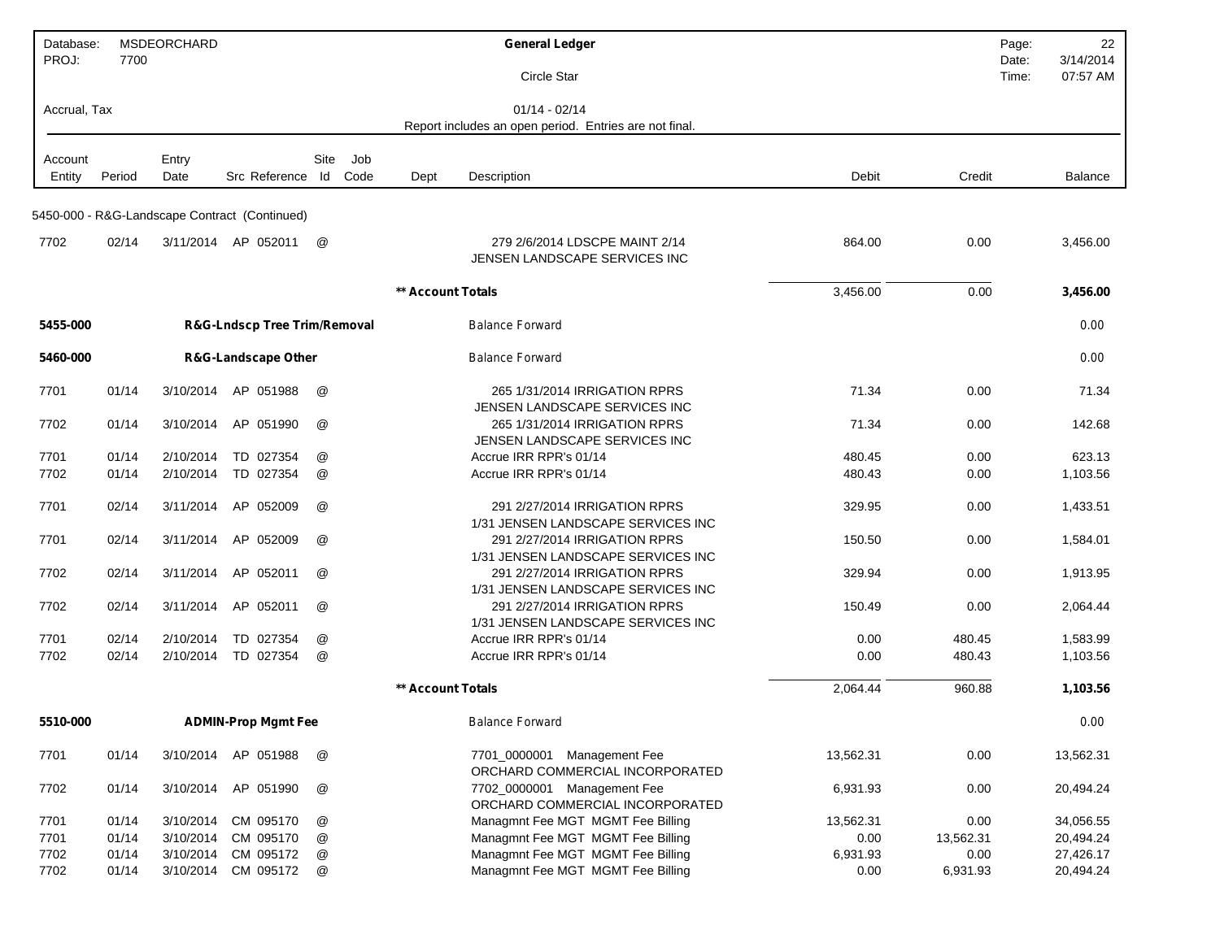Database: MSDEORCHARD
PROJ: 7700

**General Ledger**

Circle Star

Accrual, Tax

01/14 - 02/14

Report includes an open period. Entries are not final.

| Account Entity | Period | Entry Date | Src | Reference | Site Id | Job Code | Dept | Description | Debit | Credit | Balance |
|---|---|---|---|---|---|---|---|---|---|---|---|
| **5450-000 - R&G-Landscape Contract (Continued)** | | | | | | | | | | | |
| 7702 | 02/14 | 3/11/2014 | AP | 052011 | @ | | | 279 2/6/2014 LDSCPE MAINT 2/14 JENSEN LANDSCAPE SERVICES INC | 864.00 | 0.00 | 3,456.00 |
| | | | | | | | | **\*\* Account Totals** | 3,456.00 | 0.00 | **3,456.00** |
| **5455-000** | | **R&G-Lndscp Tree Trim/Removal** | | | | | | Balance Forward | | | 0.00 |
| **5460-000** | | **R&G-Landscape Other** | | | | | | Balance Forward | | | 0.00 |
| 7701 | 01/14 | 3/10/2014 | AP | 051988 | @ | | | 265 1/31/2014 IRRIGATION RPRS JENSEN LANDSCAPE SERVICES INC | 71.34 | 0.00 | 71.34 |
| 7702 | 01/14 | 3/10/2014 | AP | 051990 | @ | | | 265 1/31/2014 IRRIGATION RPRS JENSEN LANDSCAPE SERVICES INC | 71.34 | 0.00 | 142.68 |
| 7701 | 01/14 | 2/10/2014 | TD | 027354 | @ | | | Accrue IRR RPR's 01/14 | 480.45 | 0.00 | 623.13 |
| 7702 | 01/14 | 2/10/2014 | TD | 027354 | @ | | | Accrue IRR RPR's 01/14 | 480.43 | 0.00 | 1,103.56 |
| 7701 | 02/14 | 3/11/2014 | AP | 052009 | @ | | | 291 2/27/2014 IRRIGATION RPRS 1/31 JENSEN LANDSCAPE SERVICES INC | 329.95 | 0.00 | 1,433.51 |
| 7701 | 02/14 | 3/11/2014 | AP | 052009 | @ | | | 291 2/27/2014 IRRIGATION RPRS 1/31 JENSEN LANDSCAPE SERVICES INC | 150.50 | 0.00 | 1,584.01 |
| 7702 | 02/14 | 3/11/2014 | AP | 052011 | @ | | | 291 2/27/2014 IRRIGATION RPRS 1/31 JENSEN LANDSCAPE SERVICES INC | 329.94 | 0.00 | 1,913.95 |
| 7702 | 02/14 | 3/11/2014 | AP | 052011 | @ | | | 291 2/27/2014 IRRIGATION RPRS 1/31 JENSEN LANDSCAPE SERVICES INC | 150.49 | 0.00 | 2,064.44 |
| 7701 | 02/14 | 2/10/2014 | TD | 027354 | @ | | | Accrue IRR RPR's 01/14 | 0.00 | 480.45 | 1,583.99 |
| 7702 | 02/14 | 2/10/2014 | TD | 027354 | @ | | | Accrue IRR RPR's 01/14 | 0.00 | 480.43 | 1,103.56 |
| | | | | | | | | **\*\* Account Totals** | 2,064.44 | 960.88 | **1,103.56** |
| **5510-000** | | **ADMIN-Prop Mgmt Fee** | | | | | | Balance Forward | | | 0.00 |
| 7701 | 01/14 | 3/10/2014 | AP | 051988 | @ | | | 7701_0000001 Management Fee ORCHARD COMMERCIAL INCORPORATED | 13,562.31 | 0.00 | 13,562.31 |
| 7702 | 01/14 | 3/10/2014 | AP | 051990 | @ | | | 7702_0000001 Management Fee ORCHARD COMMERCIAL INCORPORATED | 6,931.93 | 0.00 | 20,494.24 |
| 7701 | 01/14 | 3/10/2014 | CM | 095170 | @ | | | Managmnt Fee MGT MGMT Fee Billing | 13,562.31 | 0.00 | 34,056.55 |
| 7701 | 01/14 | 3/10/2014 | CM | 095170 | @ | | | Managmnt Fee MGT MGMT Fee Billing | 0.00 | 13,562.31 | 20,494.24 |
| 7702 | 01/14 | 3/10/2014 | CM | 095172 | @ | | | Managmnt Fee MGT MGMT Fee Billing | 6,931.93 | 0.00 | 27,426.17 |
| 7702 | 01/14 | 3/10/2014 | CM | 095172 | @ | | | Managmnt Fee MGT MGMT Fee Billing | 0.00 | 6,931.93 | 20,494.24 |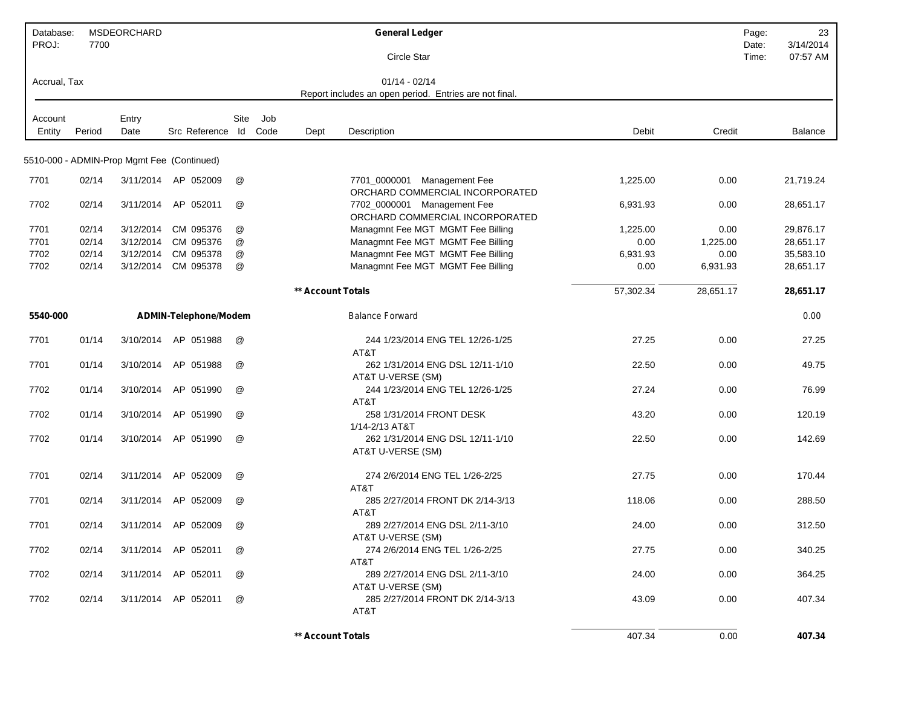| Database: MSDEORCHARD | General Ledger | Page: 23 |
|---|---|---|
| PROJ: 7700 | Circle Star | Date: 3/14/2014 |
| | | Time: 07:57 AM |
| Accrual, Tax | 01/14 - 02/14 | |
| | Report includes an open period. Entries are not final. | |

| Account Entity | Period | Entry Date | Src | Reference | Site Id | Job Code | Dept | Description | Debit | Credit | Balance |
|---|---|---|---|---|---|---|---|---|---|---|---|
| 5510-000 - ADMIN-Prop Mgmt Fee (Continued) | | | | | | | | | | | |
| 7701 | 02/14 | 3/11/2014 | AP | 052009 | @ | | | 7701_0000001 Management Fee ORCHARD COMMERCIAL INCORPORATED | 1,225.00 | 0.00 | 21,719.24 |
| 7702 | 02/14 | 3/11/2014 | AP | 052011 | @ | | | 7702_0000001 Management Fee ORCHARD COMMERCIAL INCORPORATED | 6,931.93 | 0.00 | 28,651.17 |
| 7701 | 02/14 | 3/12/2014 | CM | 095376 | @ | | | Managmnt Fee MGT MGMT Fee Billing | 1,225.00 | 0.00 | 29,876.17 |
| 7701 | 02/14 | 3/12/2014 | CM | 095376 | @ | | | Managmnt Fee MGT MGMT Fee Billing | 0.00 | 1,225.00 | 28,651.17 |
| 7702 | 02/14 | 3/12/2014 | CM | 095378 | @ | | | Managmnt Fee MGT MGMT Fee Billing | 6,931.93 | 0.00 | 35,583.10 |
| 7702 | 02/14 | 3/12/2014 | CM | 095378 | @ | | | Managmnt Fee MGT MGMT Fee Billing | 0.00 | 6,931.93 | 28,651.17 |
| | | | | | | | | **\*\* Account Totals** | 57,302.34 | 28,651.17 | **28,651.17** |
| **5540-000** | | **ADMIN-Telephone/Modem** | | | | | | Balance Forward | | | 0.00 |
| 7701 | 01/14 | 3/10/2014 | AP | 051988 | @ | | | 244 1/23/2014 ENG TEL 12/26-1/25 AT&T | 27.25 | 0.00 | 27.25 |
| 7701 | 01/14 | 3/10/2014 | AP | 051988 | @ | | | 262 1/31/2014 ENG DSL 12/11-1/10 AT&T U-VERSE (SM) | 22.50 | 0.00 | 49.75 |
| 7702 | 01/14 | 3/10/2014 | AP | 051990 | @ | | | 244 1/23/2014 ENG TEL 12/26-1/25 AT&T | 27.24 | 0.00 | 76.99 |
| 7702 | 01/14 | 3/10/2014 | AP | 051990 | @ | | | 258 1/31/2014 FRONT DESK 1/14-2/13 AT&T | 43.20 | 0.00 | 120.19 |
| 7702 | 01/14 | 3/10/2014 | AP | 051990 | @ | | | 262 1/31/2014 ENG DSL 12/11-1/10 AT&T U-VERSE (SM) | 22.50 | 0.00 | 142.69 |
| 7701 | 02/14 | 3/11/2014 | AP | 052009 | @ | | | 274 2/6/2014 ENG TEL 1/26-2/25 AT&T | 27.75 | 0.00 | 170.44 |
| 7701 | 02/14 | 3/11/2014 | AP | 052009 | @ | | | 285 2/27/2014 FRONT DK 2/14-3/13 AT&T | 118.06 | 0.00 | 288.50 |
| 7701 | 02/14 | 3/11/2014 | AP | 052009 | @ | | | 289 2/27/2014 ENG DSL 2/11-3/10 AT&T U-VERSE (SM) | 24.00 | 0.00 | 312.50 |
| 7702 | 02/14 | 3/11/2014 | AP | 052011 | @ | | | 274 2/6/2014 ENG TEL 1/26-2/25 AT&T | 27.75 | 0.00 | 340.25 |
| 7702 | 02/14 | 3/11/2014 | AP | 052011 | @ | | | 289 2/27/2014 ENG DSL 2/11-3/10 AT&T U-VERSE (SM) | 24.00 | 0.00 | 364.25 |
| 7702 | 02/14 | 3/11/2014 | AP | 052011 | @ | | | 285 2/27/2014 FRONT DK 2/14-3/13 AT&T | 43.09 | 0.00 | 407.34 |
| | | | | | | | | **\*\* Account Totals** | 407.34 | 0.00 | **407.34** |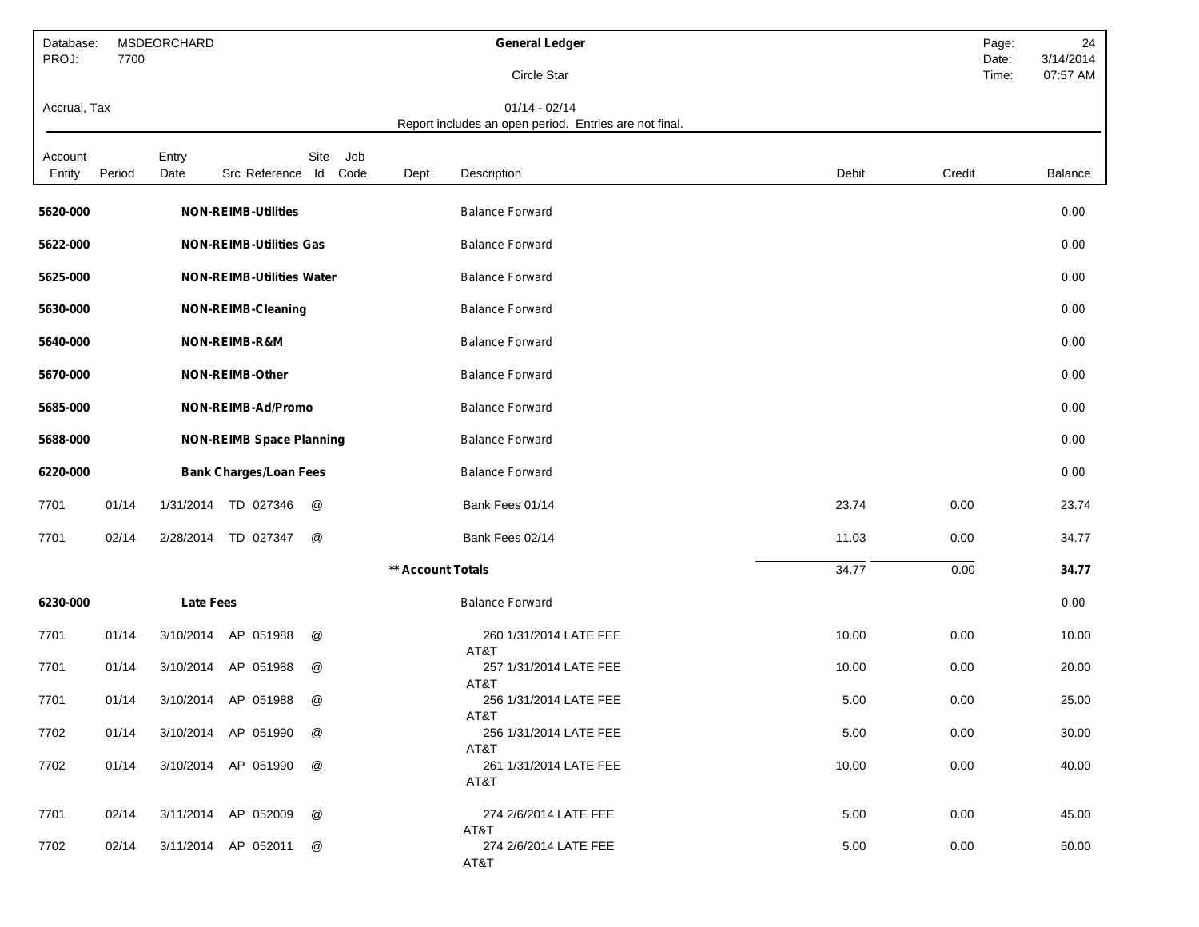Database: MSDEORCHARD
PROJ: 7700

**General Ledger**

Circle Star

Accrual, Tax

01/14 - 02/14

Report includes an open period. Entries are not final.

Date: 3/14/2014
Time: 07:57 AM

| Account Entity | Period | Entry Date | Src | Reference | Site Id | Job Code | Dept | Description | Debit | Credit | Balance |
|---|---|---|---|---|---|---|---|---|---|---|---|
| **5620-000** | | **NON-REIMB-Utilities** | | | | | | Balance Forward | | | 0.00 |
| **5622-000** | | **NON-REIMB-Utilities Gas** | | | | | | Balance Forward | | | 0.00 |
| **5625-000** | | **NON-REIMB-Utilities Water** | | | | | | Balance Forward | | | 0.00 |
| **5630-000** | | **NON-REIMB-Cleaning** | | | | | | Balance Forward | | | 0.00 |
| **5640-000** | | **NON-REIMB-R&M** | | | | | | Balance Forward | | | 0.00 |
| **5670-000** | | **NON-REIMB-Other** | | | | | | Balance Forward | | | 0.00 |
| **5685-000** | | **NON-REIMB-Ad/Promo** | | | | | | Balance Forward | | | 0.00 |
| **5688-000** | | **NON-REIMB Space Planning** | | | | | | Balance Forward | | | 0.00 |
| **6220-000** | | **Bank Charges/Loan Fees** | | | | | | Balance Forward | | | 0.00 |
| 7701 | 01/14 | 1/31/2014 | TD | 027346 | @ | | | Bank Fees 01/14 | 23.74 | 0.00 | 23.74 |
| 7701 | 02/14 | 2/28/2014 | TD | 027347 | @ | | | Bank Fees 02/14 | 11.03 | 0.00 | 34.77 |
| | | | | | | | **** Account Totals** | | 34.77 | 0.00 | **34.77** |
| **6230-000** | | **Late Fees** | | | | | | Balance Forward | | | 0.00 |
| 7701 | 01/14 | 3/10/2014 | AP | 051988 | @ | | | 260 1/31/2014 LATE FEE AT&T | 10.00 | 0.00 | 10.00 |
| 7701 | 01/14 | 3/10/2014 | AP | 051988 | @ | | | 257 1/31/2014 LATE FEE AT&T | 10.00 | 0.00 | 20.00 |
| 7701 | 01/14 | 3/10/2014 | AP | 051988 | @ | | | 256 1/31/2014 LATE FEE AT&T | 5.00 | 0.00 | 25.00 |
| 7702 | 01/14 | 3/10/2014 | AP | 051990 | @ | | | 256 1/31/2014 LATE FEE AT&T | 5.00 | 0.00 | 30.00 |
| 7702 | 01/14 | 3/10/2014 | AP | 051990 | @ | | | 261 1/31/2014 LATE FEE AT&T | 10.00 | 0.00 | 40.00 |
| 7701 | 02/14 | 3/11/2014 | AP | 052009 | @ | | | 274 2/6/2014 LATE FEE AT&T | 5.00 | 0.00 | 45.00 |
| 7702 | 02/14 | 3/11/2014 | AP | 052011 | @ | | | 274 2/6/2014 LATE FEE AT&T | 5.00 | 0.00 | 50.00 |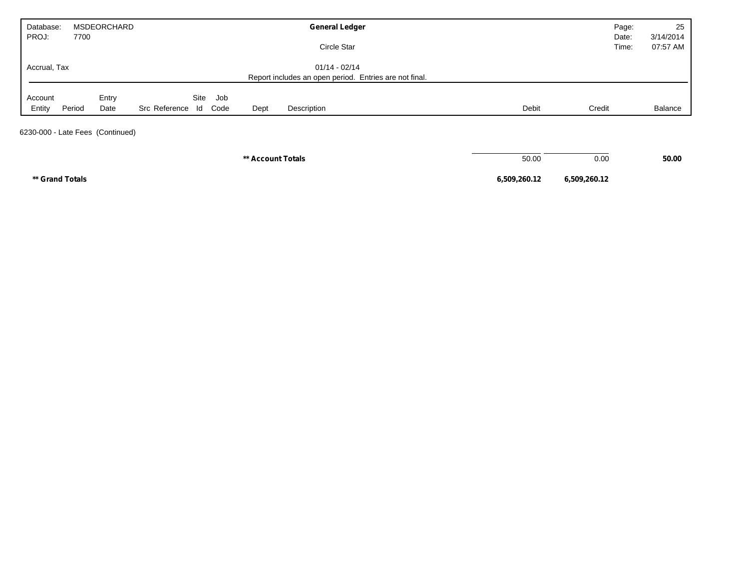| Database: | MSDEORCHARD | General Ledger | Page: | 25 |
|---|---|---|---|---|
| PROJ: | 7700 | | Date: | 3/14/2014 |
| | | Circle Star | Time: | 07:57 AM |
| Accrual, Tax | | 01/14 - 02/14 | | |
| | | Report includes an open period. Entries are not final. | | |

| Account Entity | Period | Entry Date | Src | Reference | Site Id | Job Code | Dept | Description | Debit | Credit | Balance |
|---|---|---|---|---|---|---|---|---|---|---|---|

6230-000 - Late Fees (Continued)

| | | | | |
|---|---|---|---|---|
| | **\*\* Account Totals** | 50.00 | 0.00 | **50.00** |
| **\*\* Grand Totals** | | **6,509,260.12** | **6,509,260.12** | |